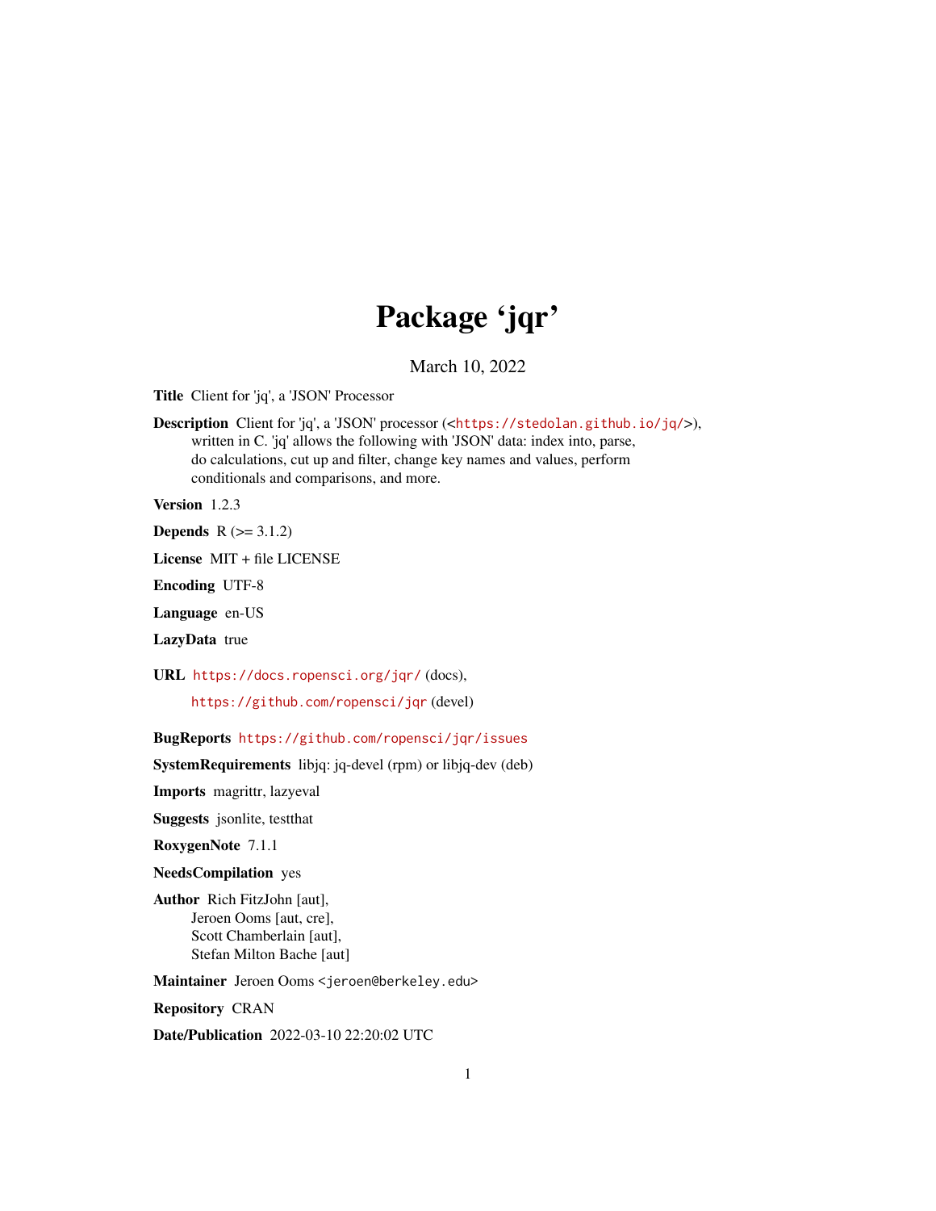# Package 'jqr'

March 10, 2022

**Title** Client for 'jq', a 'JSON' Processor

**Description** Client for 'jq', a 'JSON' processor (<https://stedolan.github.io/jq/>), written in C. 'jq' allows the following with 'JSON' data: index into, parse, do calculations, cut up and filter, change key names and values, perform conditionals and comparisons, and more.

**Version** 1.2.3

**Depends** R (>= 3.1.2)

**License** MIT + file LICENSE

**Encoding** UTF-8

**Language** en-US

**LazyData** true

**URL** https://docs.ropensci.org/jqr/ (docs),
https://github.com/ropensci/jqr (devel)

**BugReports** https://github.com/ropensci/jqr/issues

**SystemRequirements** libjq: jq-devel (rpm) or libjq-dev (deb)

**Imports** magrittr, lazyeval

**Suggests** jsonlite, testthat

**RoxygenNote** 7.1.1

**NeedsCompilation** yes

**Author** Rich FitzJohn [aut],
Jeroen Ooms [aut, cre],
Scott Chamberlain [aut],
Stefan Milton Bache [aut]

**Maintainer** Jeroen Ooms <jeroen@berkeley.edu>

**Repository** CRAN

**Date/Publication** 2022-03-10 22:20:02 UTC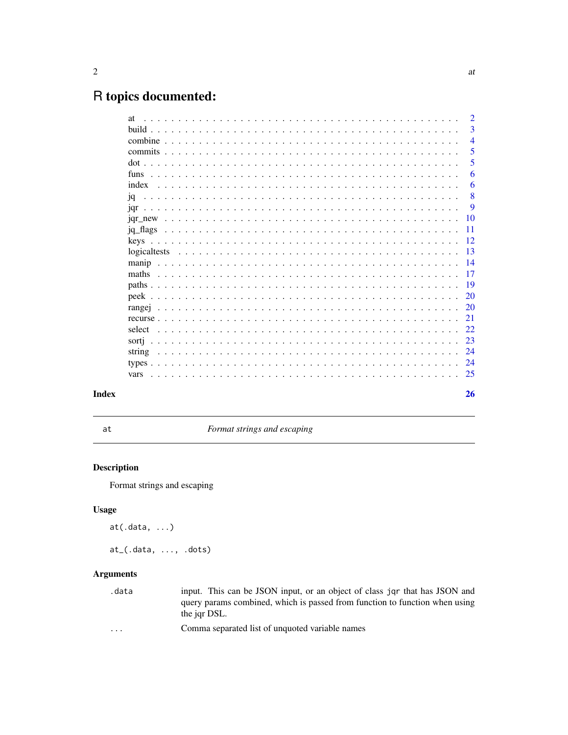# R topics documented:

| | |
|---|---|
| at | 2 |
| build | 3 |
| combine | 4 |
| commits | 5 |
| dot | 5 |
| funs | 6 |
| index | 6 |
| jq | 8 |
| jqr | 9 |
| jqr_new | 10 |
| jq_flags | 11 |
| keys | 12 |
| logicaltests | 13 |
| manip | 14 |
| maths | 17 |
| paths | 19 |
| peek | 20 |
| rangej | 20 |
| recurse | 21 |
| select | 22 |
| sortj | 23 |
| string | 24 |
| types | 24 |
| vars | 25 |
| **Index** | **26** |

---

`at` *Format strings and escaping*

---

## Description

Format strings and escaping

## Usage

```
at(.data, ...)

at_(.data, ..., .dots)
```

## Arguments

| | |
|---|---|
| `.data` | input. This can be JSON input, or an object of class `jqr` that has JSON and query params combined, which is passed from function to function when using the jqr DSL. |
| `...` | Comma separated list of unquoted variable names |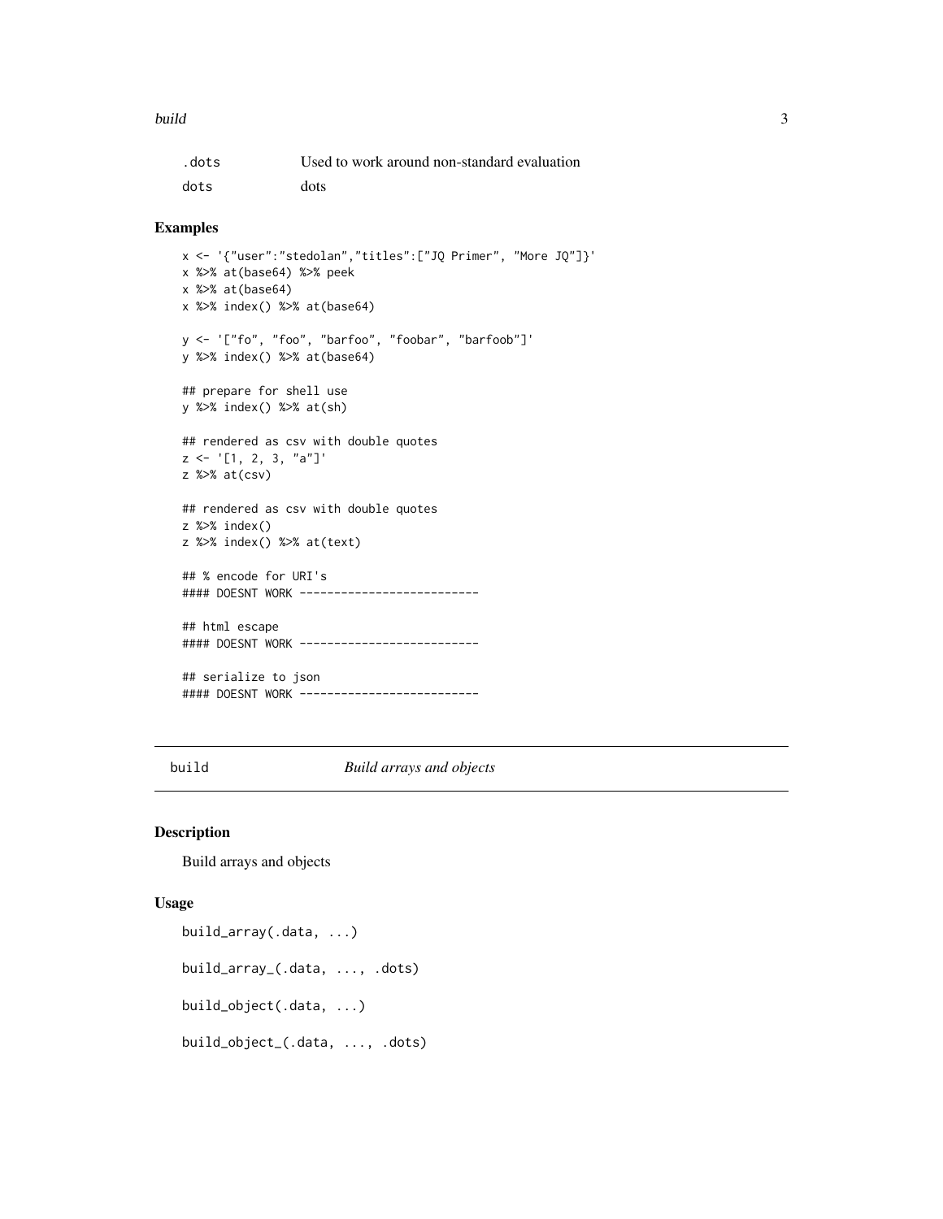| | |
|---|---|
| .dots | Used to work around non-standard evaluation |
| dots | dots |

## Examples

```
x <- '{"user":"stedolan","titles":["JQ Primer", "More JQ"]}'
x %>% at(base64) %>% peek
x %>% at(base64)
x %>% index() %>% at(base64)

y <- '["fo", "foo", "barfoo", "foobar", "barfoob"]'
y %>% index() %>% at(base64)

## prepare for shell use
y %>% index() %>% at(sh)

## rendered as csv with double quotes
z <- '[1, 2, 3, "a"]'
z %>% at(csv)

## rendered as csv with double quotes
z %>% index()
z %>% index() %>% at(text)

## % encode for URI's
#### DOESNT WORK --------------------------

## html escape
#### DOESNT WORK --------------------------

## serialize to json
#### DOESNT WORK --------------------------
```

---

# build — *Build arrays and objects*

## Description

Build arrays and objects

## Usage

```
build_array(.data, ...)

build_array_(.data, ..., .dots)

build_object(.data, ...)

build_object_(.data, ..., .dots)
```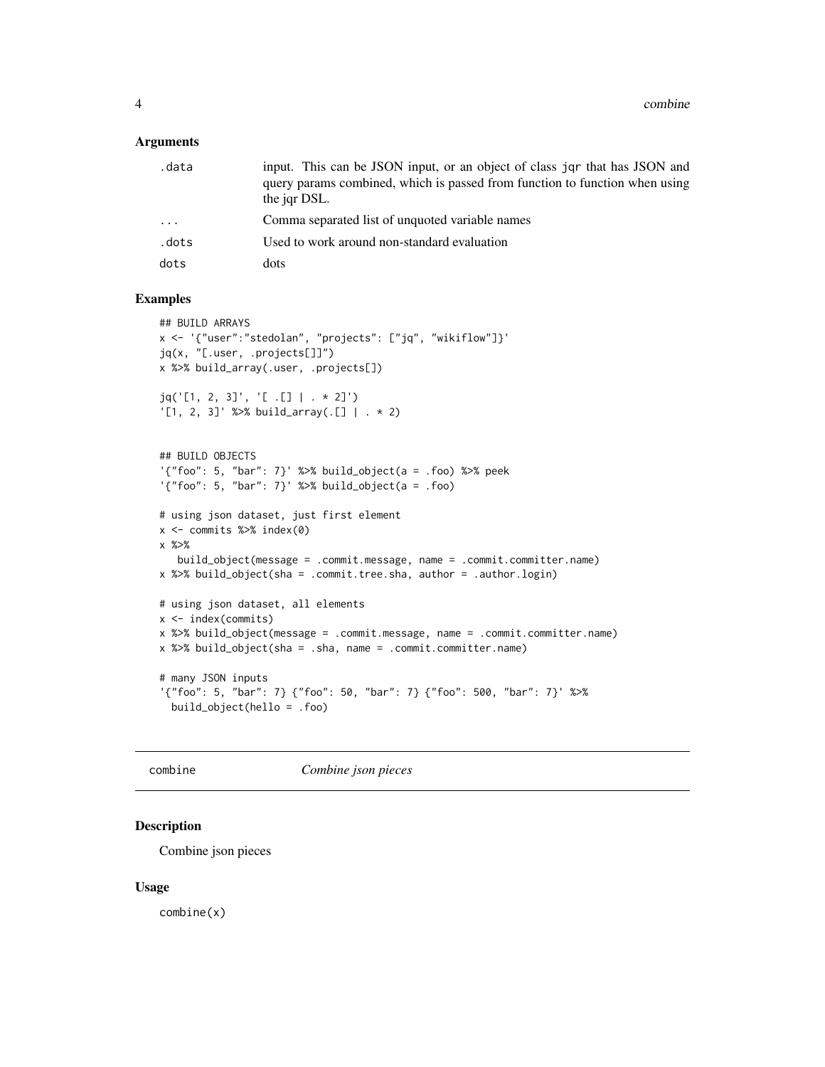### Arguments

| | |
|---|---|
| .data | input. This can be JSON input, or an object of class jqr that has JSON and query params combined, which is passed from function to function when using the jqr DSL. |
| ... | Comma separated list of unquoted variable names |
| .dots | Used to work around non-standard evaluation |
| dots | dots |

### Examples

```
## BUILD ARRAYS
x <- '{"user":"stedolan", "projects": ["jq", "wikiflow"]}'
jq(x, "[.user, .projects[]]")
x %>% build_array(.user, .projects[])

jq('[1, 2, 3]', '[ .[] | . * 2]')
'[1, 2, 3]' %>% build_array(.[] | . * 2)


## BUILD OBJECTS
'{"foo": 5, "bar": 7}' %>% build_object(a = .foo) %>% peek
'{"foo": 5, "bar": 7}' %>% build_object(a = .foo)

# using json dataset, just first element
x <- commits %>% index(0)
x %>%
   build_object(message = .commit.message, name = .commit.committer.name)
x %>% build_object(sha = .commit.tree.sha, author = .author.login)

# using json dataset, all elements
x <- index(commits)
x %>% build_object(message = .commit.message, name = .commit.committer.name)
x %>% build_object(sha = .sha, name = .commit.committer.name)

# many JSON inputs
'{"foo": 5, "bar": 7} {"foo": 50, "bar": 7} {"foo": 500, "bar": 7}' %>%
  build_object(hello = .foo)
```

---

## combine — *Combine json pieces*

### Description

Combine json pieces

### Usage

```
combine(x)
```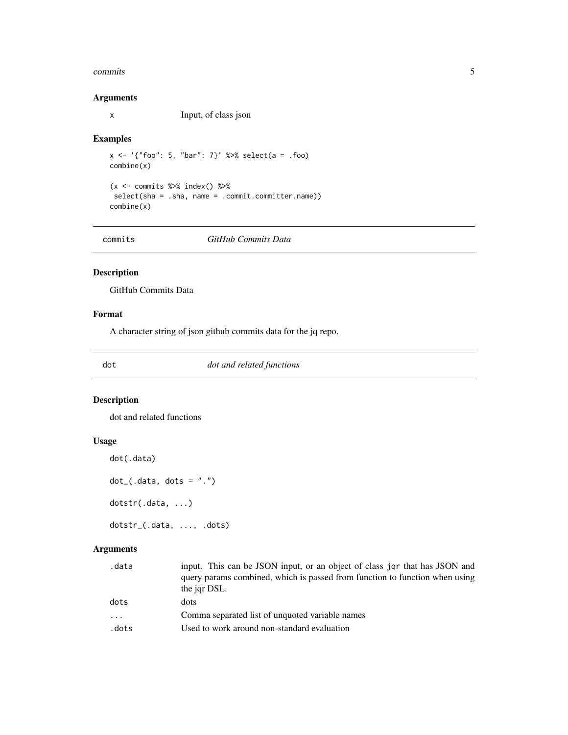### Arguments

| | |
|---|---|
| x | Input, of class json |

### Examples

```
x <- '{"foo": 5, "bar": 7}' %>% select(a = .foo)
combine(x)

(x <- commits %>% index() %>%
 select(sha = .sha, name = .commit.committer.name))
combine(x)
```

## commits — *GitHub Commits Data*

### Description

GitHub Commits Data

### Format

A character string of json github commits data for the jq repo.

## dot — *dot and related functions*

### Description

dot and related functions

### Usage

```
dot(.data)

dot_(.data, dots = ".")

dotstr(.data, ...)

dotstr_(.data, ..., .dots)
```

### Arguments

| | |
|---|---|
| .data | input. This can be JSON input, or an object of class `jqr` that has JSON and query params combined, which is passed from function to function when using the jqr DSL. |
| dots | dots |
| ... | Comma separated list of unquoted variable names |
| .dots | Used to work around non-standard evaluation |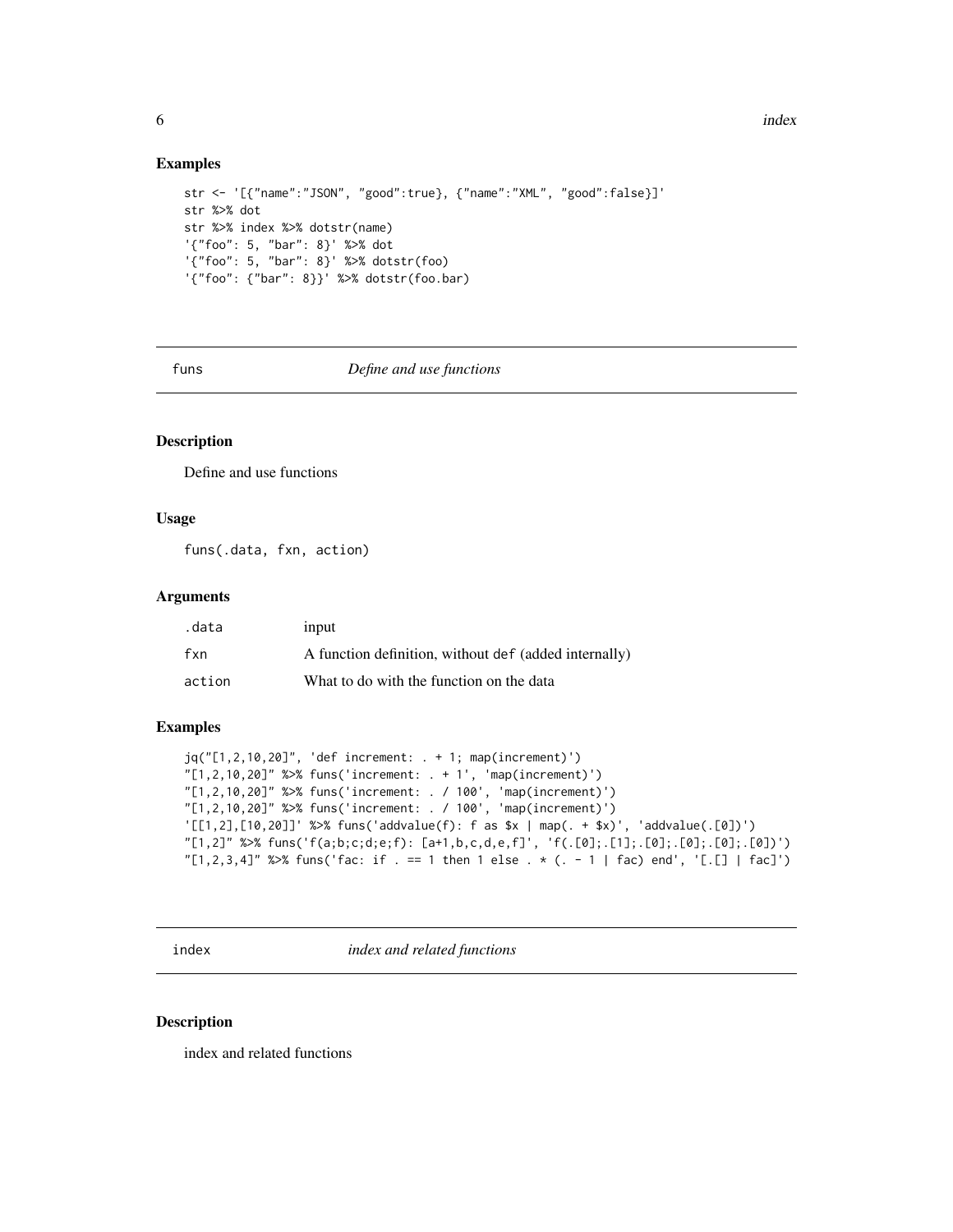## Examples

```
str <- '[{"name":"JSON", "good":true}, {"name":"XML", "good":false}]'
str %>% dot
str %>% index %>% dotstr(name)
'{"foo": 5, "bar": 8}' %>% dot
'{"foo": 5, "bar": 8}' %>% dotstr(foo)
'{"foo": {"bar": 8}}' %>% dotstr(foo.bar)
```

---

# funs — *Define and use functions*

## Description

Define and use functions

## Usage

```
funs(.data, fxn, action)
```

## Arguments

| | |
|---|---|
| .data | input |
| fxn | A function definition, without `def` (added internally) |
| action | What to do with the function on the data |

## Examples

```
jq("[1,2,10,20]", 'def increment: . + 1; map(increment)')
"[1,2,10,20]" %>% funs('increment: . + 1', 'map(increment)')
"[1,2,10,20]" %>% funs('increment: . / 100', 'map(increment)')
"[1,2,10,20]" %>% funs('increment: . / 100', 'map(increment)')
'[[1,2],[10,20]]' %>% funs('addvalue(f): f as $x | map(. + $x)', 'addvalue(.[0])')
"[1,2]" %>% funs('f(a;b;c;d;e;f): [a+1,b,c,d,e,f]', 'f(.[0];.[1];.[0];.[0];.[0];.[0])')
"[1,2,3,4]" %>% funs('fac: if . == 1 then 1 else . * (. - 1 | fac) end', '[.[] | fac]')
```

---

# index — *index and related functions*

## Description

index and related functions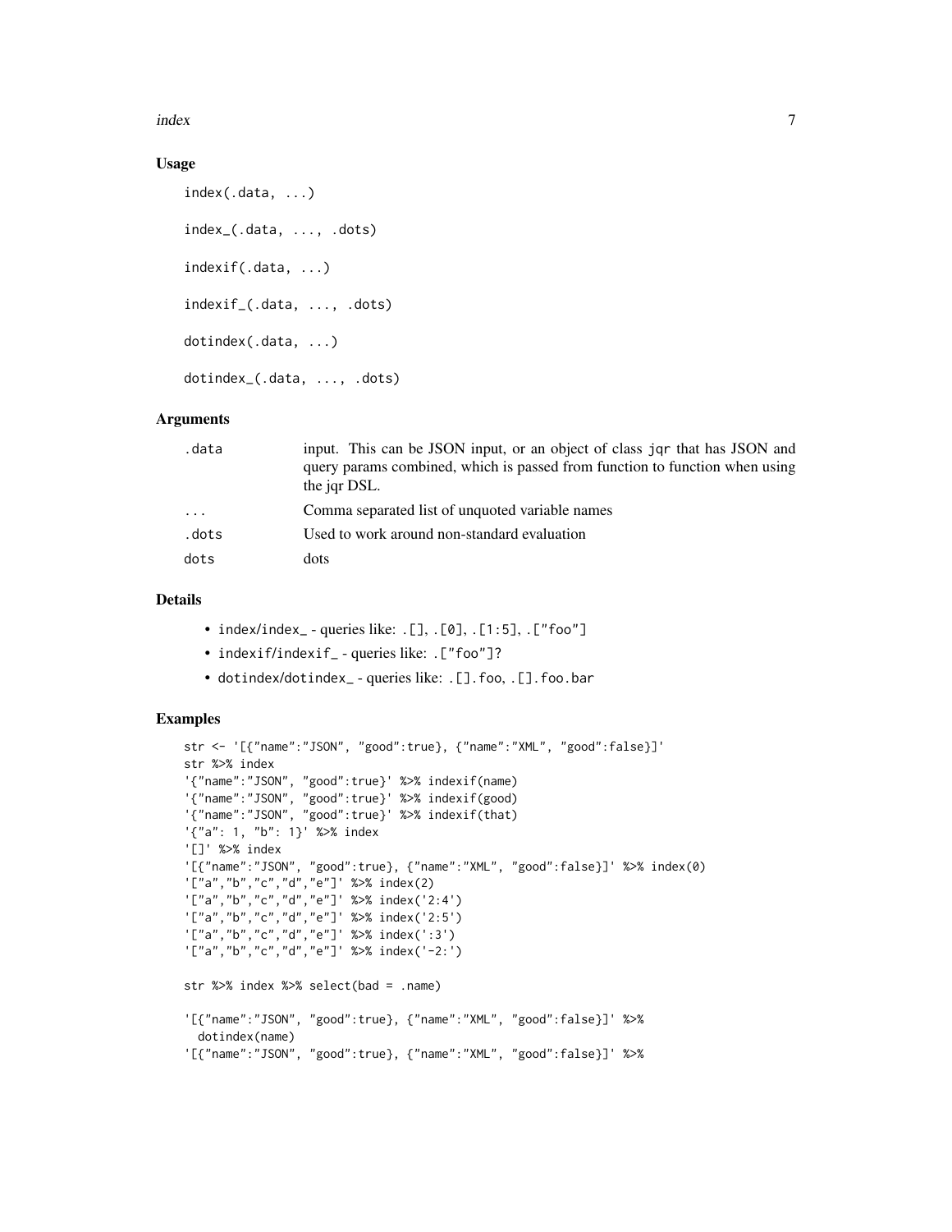### Usage

```
index(.data, ...)

index_(.data, ..., .dots)

indexif(.data, ...)

indexif_(.data, ..., .dots)

dotindex(.data, ...)

dotindex_(.data, ..., .dots)
```

### Arguments

| | |
|---|---|
| .data | input. This can be JSON input, or an object of class jqr that has JSON and query params combined, which is passed from function to function when using the jqr DSL. |
| ... | Comma separated list of unquoted variable names |
| .dots | Used to work around non-standard evaluation |
| dots | dots |

### Details

- index/index_ - queries like: .[], .[0], .[1:5], .["foo"]
- indexif/indexif_ - queries like: .["foo"]?
- dotindex/dotindex_ - queries like: .[].foo, .[].foo.bar

### Examples

```
str <- '[{"name":"JSON", "good":true}, {"name":"XML", "good":false}]'
str %>% index
'{"name":"JSON", "good":true}' %>% indexif(name)
'{"name":"JSON", "good":true}' %>% indexif(good)
'{"name":"JSON", "good":true}' %>% indexif(that)
'{"a": 1, "b": 1}' %>% index
'[]' %>% index
'[{"name":"JSON", "good":true}, {"name":"XML", "good":false}]' %>% index(0)
'["a","b","c","d","e"]' %>% index(2)
'["a","b","c","d","e"]' %>% index('2:4')
'["a","b","c","d","e"]' %>% index('2:5')
'["a","b","c","d","e"]' %>% index(':3')
'["a","b","c","d","e"]' %>% index('-2:')

str %>% index %>% select(bad = .name)

'[{"name":"JSON", "good":true}, {"name":"XML", "good":false}]' %>%
  dotindex(name)
'[{"name":"JSON", "good":true}, {"name":"XML", "good":false}]' %>%
```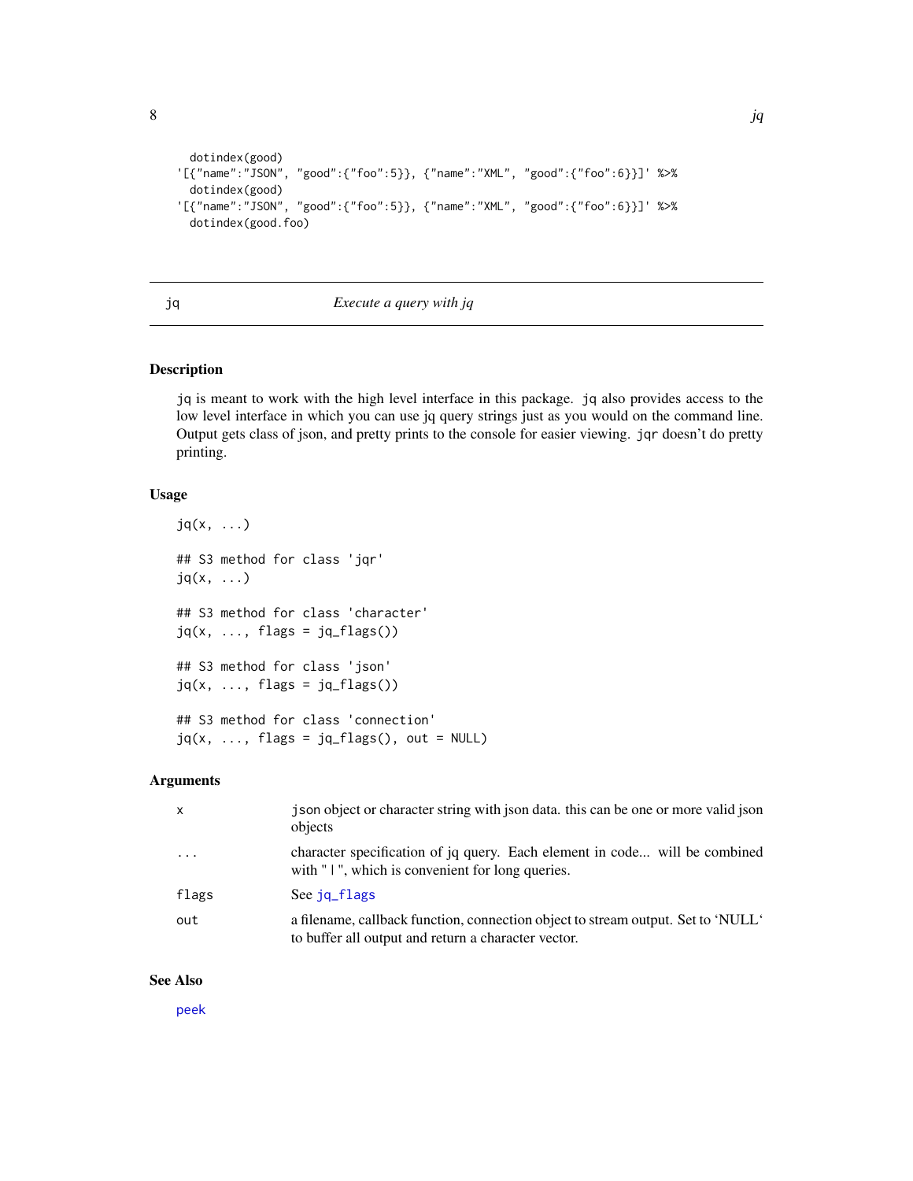```
  dotindex(good)
'[{"name":"JSON", "good":{"foo":5}}, {"name":"XML", "good":{"foo":6}}]' %>%
  dotindex(good)
'[{"name":"JSON", "good":{"foo":5}}, {"name":"XML", "good":{"foo":6}}]' %>%
  dotindex(good.foo)
```

---

## jq — *Execute a query with jq*

### Description

jq is meant to work with the high level interface in this package. jq also provides access to the low level interface in which you can use jq query strings just as you would on the command line. Output gets class of json, and pretty prints to the console for easier viewing. jqr doesn't do pretty printing.

### Usage

```
jq(x, ...)

## S3 method for class 'jqr'
jq(x, ...)

## S3 method for class 'character'
jq(x, ..., flags = jq_flags())

## S3 method for class 'json'
jq(x, ..., flags = jq_flags())

## S3 method for class 'connection'
jq(x, ..., flags = jq_flags(), out = NULL)
```

### Arguments

| | |
|---|---|
| x | json object or character string with json data. this can be one or more valid json objects |
| ... | character specification of jq query. Each element in code... will be combined with " \| ", which is convenient for long queries. |
| flags | See jq_flags |
| out | a filename, callback function, connection object to stream output. Set to 'NULL' to buffer all output and return a character vector. |

### See Also

peek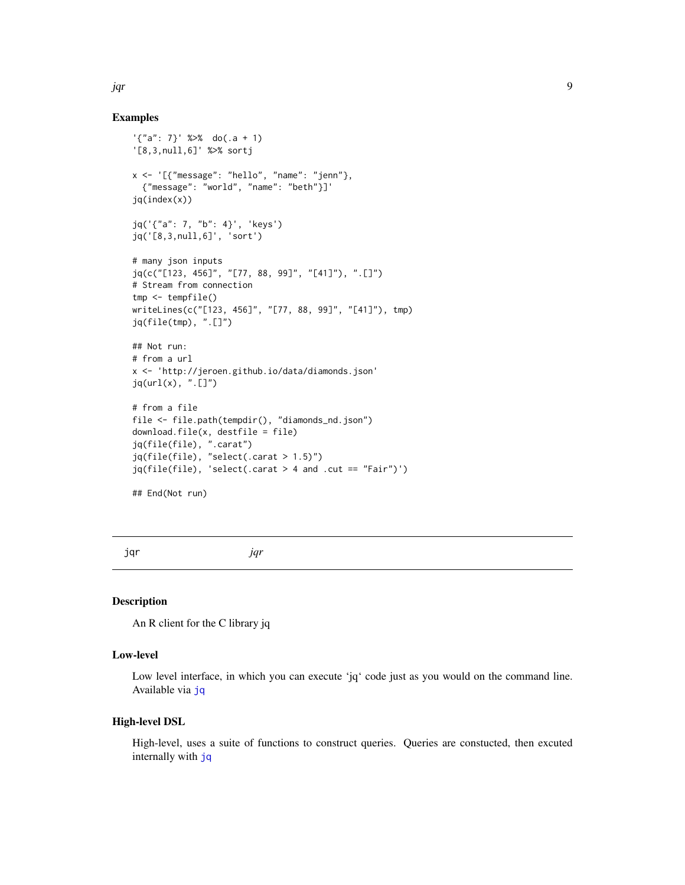## Examples

```
'{"a": 7}' %>%  do(.a + 1)
'[8,3,null,6]' %>% sortj

x <- '[{"message": "hello", "name": "jenn"},
  {"message": "world", "name": "beth"}]'
jq(index(x))

jq('{"a": 7, "b": 4}', 'keys')
jq('[8,3,null,6]', 'sort')

# many json inputs
jq(c("[123, 456]", "[77, 88, 99]", "[41]"), ".[]")
# Stream from connection
tmp <- tempfile()
writeLines(c("[123, 456]", "[77, 88, 99]", "[41]"), tmp)
jq(file(tmp), ".[]")

## Not run:
# from a url
x <- 'http://jeroen.github.io/data/diamonds.json'
jq(url(x), ".[]")

# from a file
file <- file.path(tempdir(), "diamonds_nd.json")
download.file(x, destfile = file)
jq(file(file), ".carat")
jq(file(file), "select(.carat > 1.5)")
jq(file(file), 'select(.carat > 4 and .cut == "Fair")')

## End(Not run)
```

---

`jqr` *jqr*

---

## Description

An R client for the C library jq

## Low-level

Low level interface, in which you can execute 'jq' code just as you would on the command line. Available via `jq`

## High-level DSL

High-level, uses a suite of functions to construct queries. Queries are constucted, then excuted internally with `jq`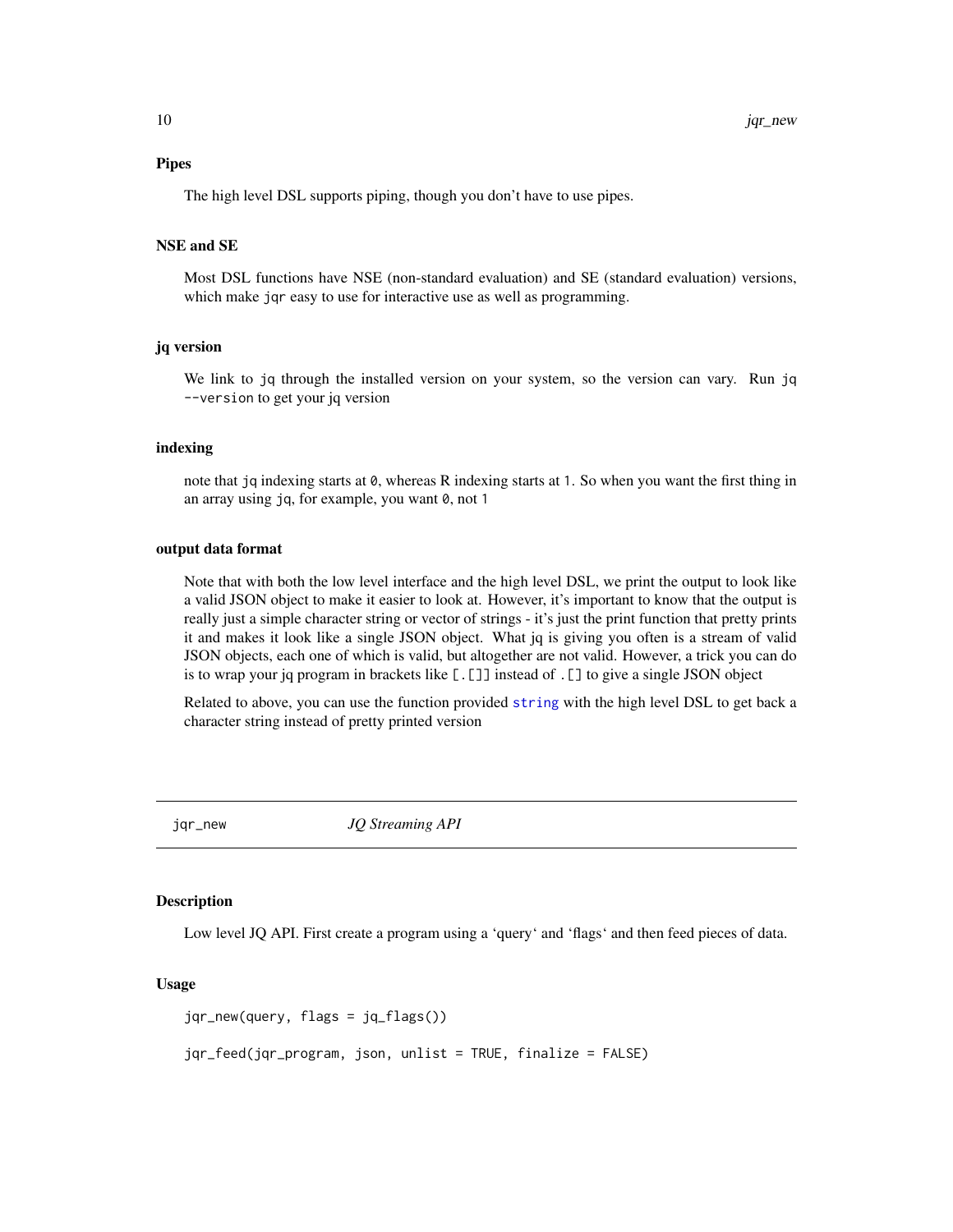### Pipes

The high level DSL supports piping, though you don't have to use pipes.

### NSE and SE

Most DSL functions have NSE (non-standard evaluation) and SE (standard evaluation) versions, which make `jqr` easy to use for interactive use as well as programming.

### jq version

We link to jq through the installed version on your system, so the version can vary. Run `jq --version` to get your jq version

### indexing

note that `jq` indexing starts at `0`, whereas R indexing starts at `1`. So when you want the first thing in an array using `jq`, for example, you want `0`, not `1`

### output data format

Note that with both the low level interface and the high level DSL, we print the output to look like a valid JSON object to make it easier to look at. However, it's important to know that the output is really just a simple character string or vector of strings - it's just the print function that pretty prints it and makes it look like a single JSON object. What jq is giving you often is a stream of valid JSON objects, each one of which is valid, but altogether are not valid. However, a trick you can do is to wrap your jq program in brackets like `[.[]]` instead of `.[]` to give a single JSON object

Related to above, you can use the function provided `string` with the high level DSL to get back a character string instead of pretty printed version

---

## jqr_new — *JQ Streaming API*

### Description

Low level JQ API. First create a program using a 'query' and 'flags' and then feed pieces of data.

### Usage

```
jqr_new(query, flags = jq_flags())

jqr_feed(jqr_program, json, unlist = TRUE, finalize = FALSE)
```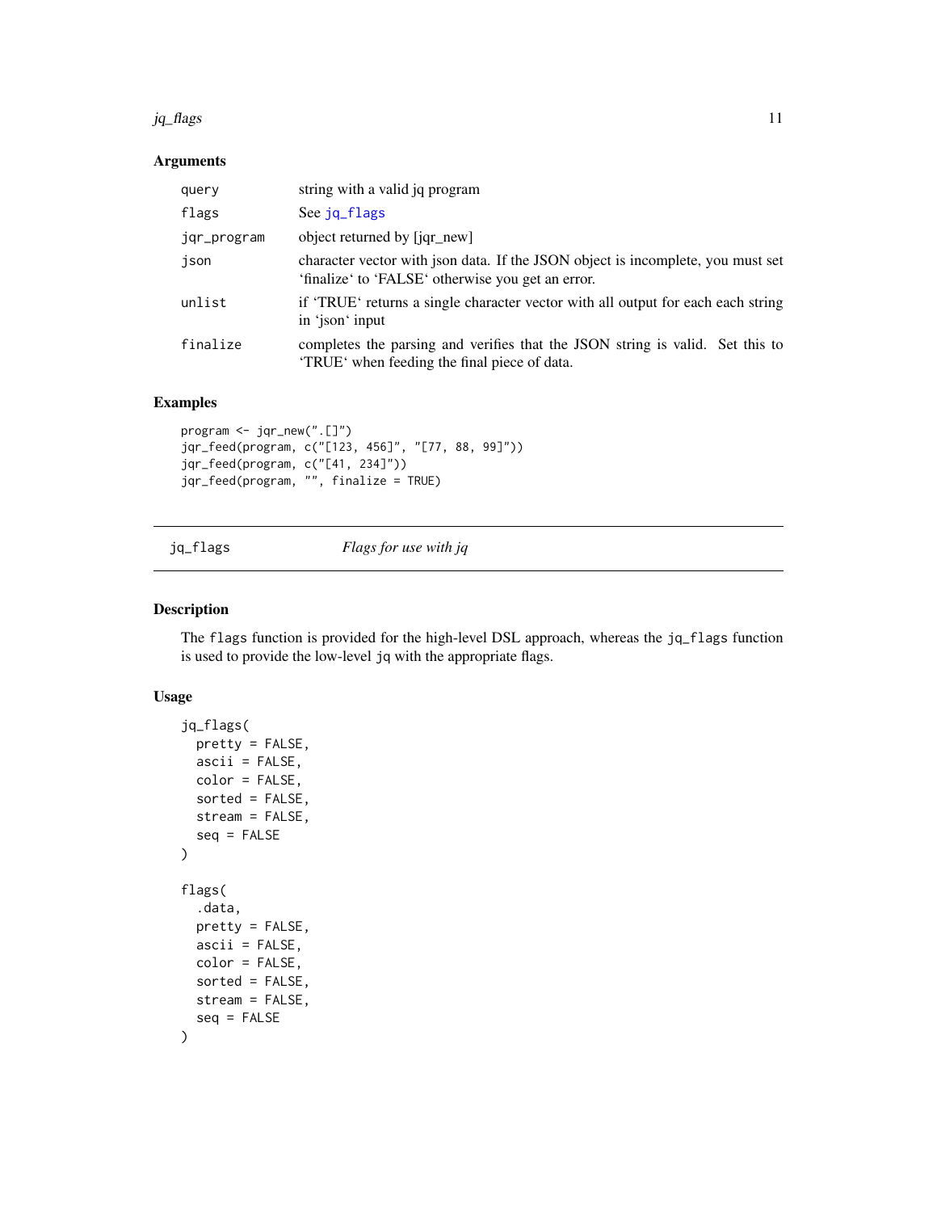### Arguments

| | |
|---|---|
| query | string with a valid jq program |
| flags | See jq_flags |
| jqr_program | object returned by [jqr_new] |
| json | character vector with json data. If the JSON object is incomplete, you must set ‘finalize‘ to ‘FALSE‘ otherwise you get an error. |
| unlist | if ‘TRUE‘ returns a single character vector with all output for each each string in ‘json‘ input |
| finalize | completes the parsing and verifies that the JSON string is valid. Set this to ‘TRUE‘ when feeding the final piece of data. |

### Examples

```
program <- jqr_new(".[]")
jqr_feed(program, c("[123, 456]", "[77, 88, 99]"))
jqr_feed(program, c("[41, 234]"))
jqr_feed(program, "", finalize = TRUE)
```

---

## jq_flags *Flags for use with jq*

### Description

The flags function is provided for the high-level DSL approach, whereas the jq_flags function is used to provide the low-level jq with the appropriate flags.

### Usage

```
jq_flags(
  pretty = FALSE,
  ascii = FALSE,
  color = FALSE,
  sorted = FALSE,
  stream = FALSE,
  seq = FALSE
)

flags(
  .data,
  pretty = FALSE,
  ascii = FALSE,
  color = FALSE,
  sorted = FALSE,
  stream = FALSE,
  seq = FALSE
)
```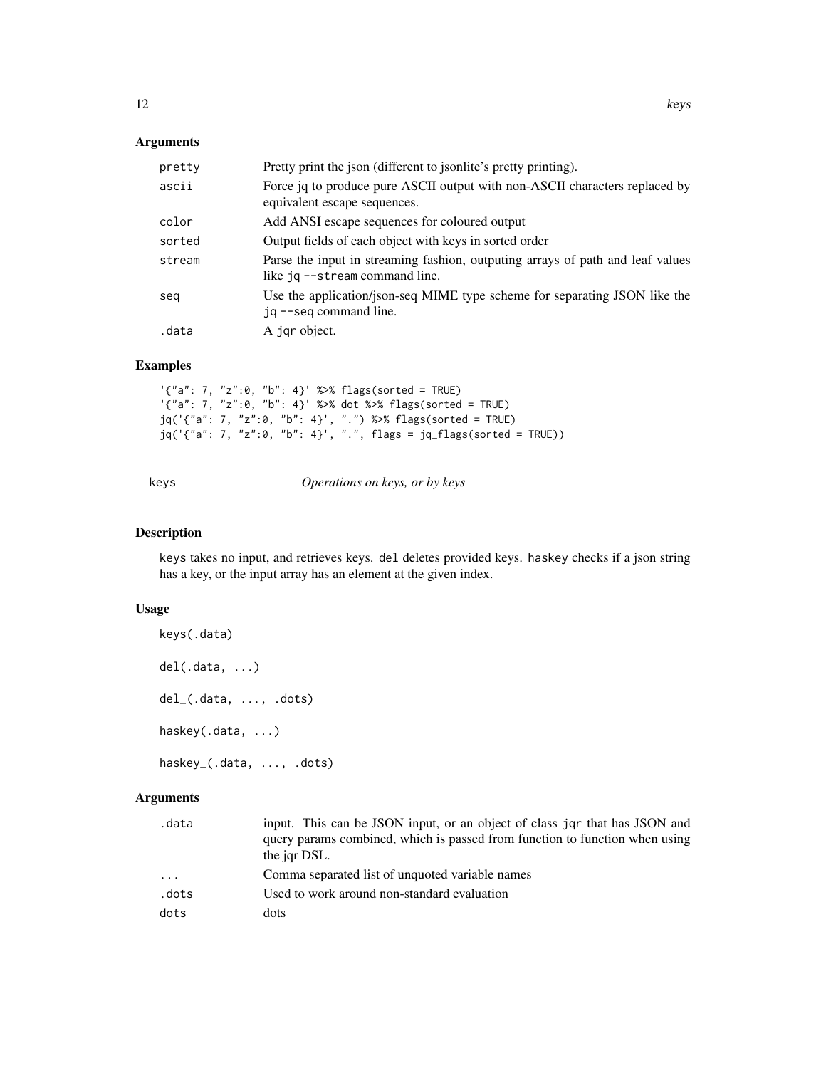## Arguments

| | |
|---|---|
| pretty | Pretty print the json (different to jsonlite's pretty printing). |
| ascii | Force jq to produce pure ASCII output with non-ASCII characters replaced by equivalent escape sequences. |
| color | Add ANSI escape sequences for coloured output |
| sorted | Output fields of each object with keys in sorted order |
| stream | Parse the input in streaming fashion, outputing arrays of path and leaf values like `jq --stream` command line. |
| seq | Use the application/json-seq MIME type scheme for separating JSON like the `jq --seq` command line. |
| .data | A `jqr` object. |

## Examples

```
'{"a": 7, "z":0, "b": 4}' %>% flags(sorted = TRUE)
'{"a": 7, "z":0, "b": 4}' %>% dot %>% flags(sorted = TRUE)
jq('{"a": 7, "z":0, "b": 4}', ".") %>% flags(sorted = TRUE)
jq('{"a": 7, "z":0, "b": 4}', ".", flags = jq_flags(sorted = TRUE))
```

---

# keys — *Operations on keys, or by keys*

## Description

keys takes no input, and retrieves keys. del deletes provided keys. haskey checks if a json string has a key, or the input array has an element at the given index.

## Usage

```
keys(.data)

del(.data, ...)

del_(.data, ..., .dots)

haskey(.data, ...)

haskey_(.data, ..., .dots)
```

## Arguments

| | |
|---|---|
| .data | input. This can be JSON input, or an object of class `jqr` that has JSON and query params combined, which is passed from function to function when using the jqr DSL. |
| ... | Comma separated list of unquoted variable names |
| .dots | Used to work around non-standard evaluation |
| dots | dots |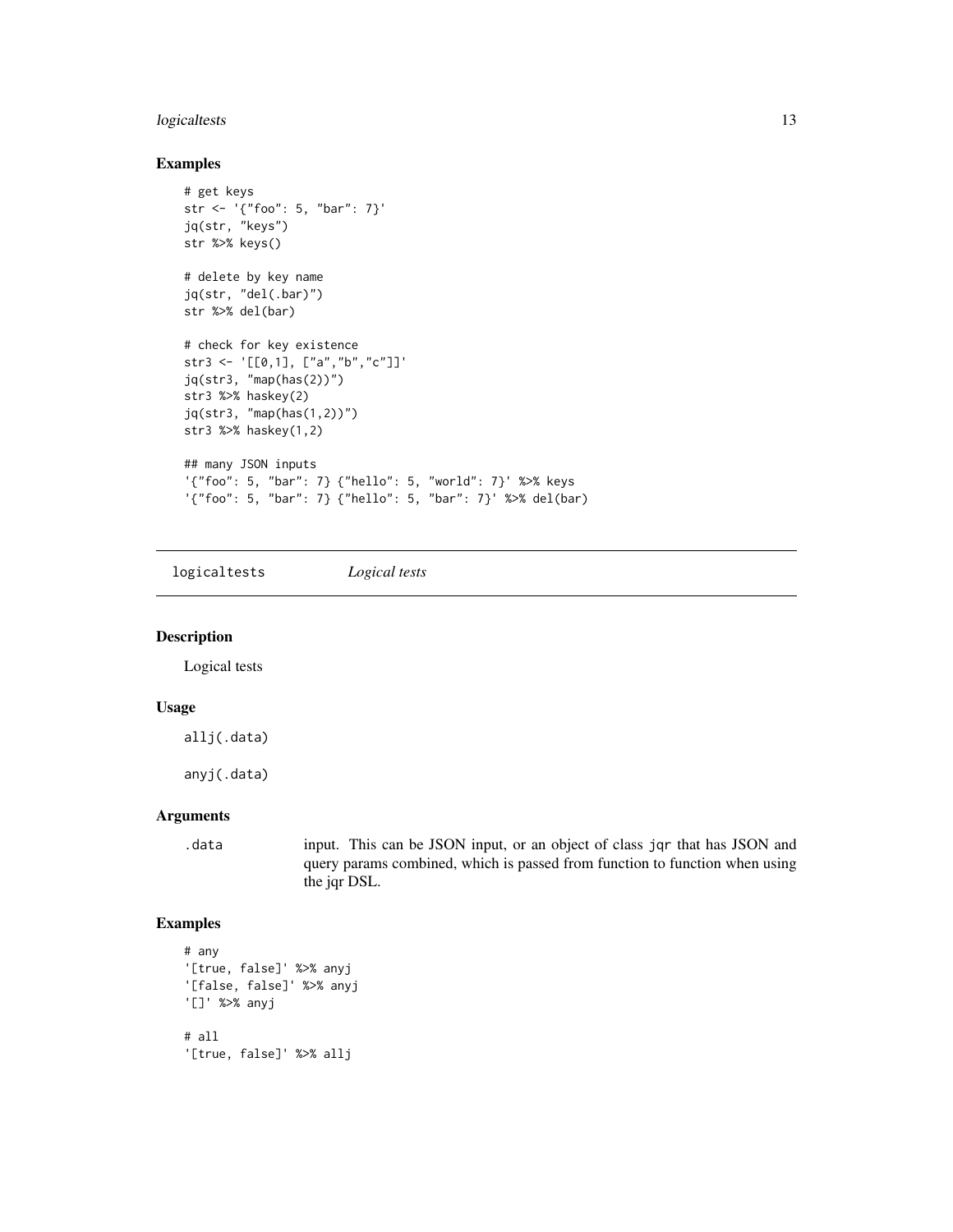### Examples

```
# get keys
str <- '{"foo": 5, "bar": 7}'
jq(str, "keys")
str %>% keys()

# delete by key name
jq(str, "del(.bar)")
str %>% del(bar)

# check for key existence
str3 <- '[[0,1], ["a","b","c"]]'
jq(str3, "map(has(2))")
str3 %>% haskey(2)
jq(str3, "map(has(1,2))")
str3 %>% haskey(1,2)

## many JSON inputs
'{"foo": 5, "bar": 7} {"hello": 5, "world": 7}' %>% keys
'{"foo": 5, "bar": 7} {"hello": 5, "bar": 7}' %>% del(bar)
```

---

## logicaltests *Logical tests*

---

### Description

Logical tests

### Usage

```
allj(.data)

anyj(.data)
```

### Arguments

| | |
|---|---|
| `.data` | input. This can be JSON input, or an object of class `jqr` that has JSON and query params combined, which is passed from function to function when using the jqr DSL. |

### Examples

```
# any
'[true, false]' %>% anyj
'[false, false]' %>% anyj
'[]' %>% anyj

# all
'[true, false]' %>% allj
```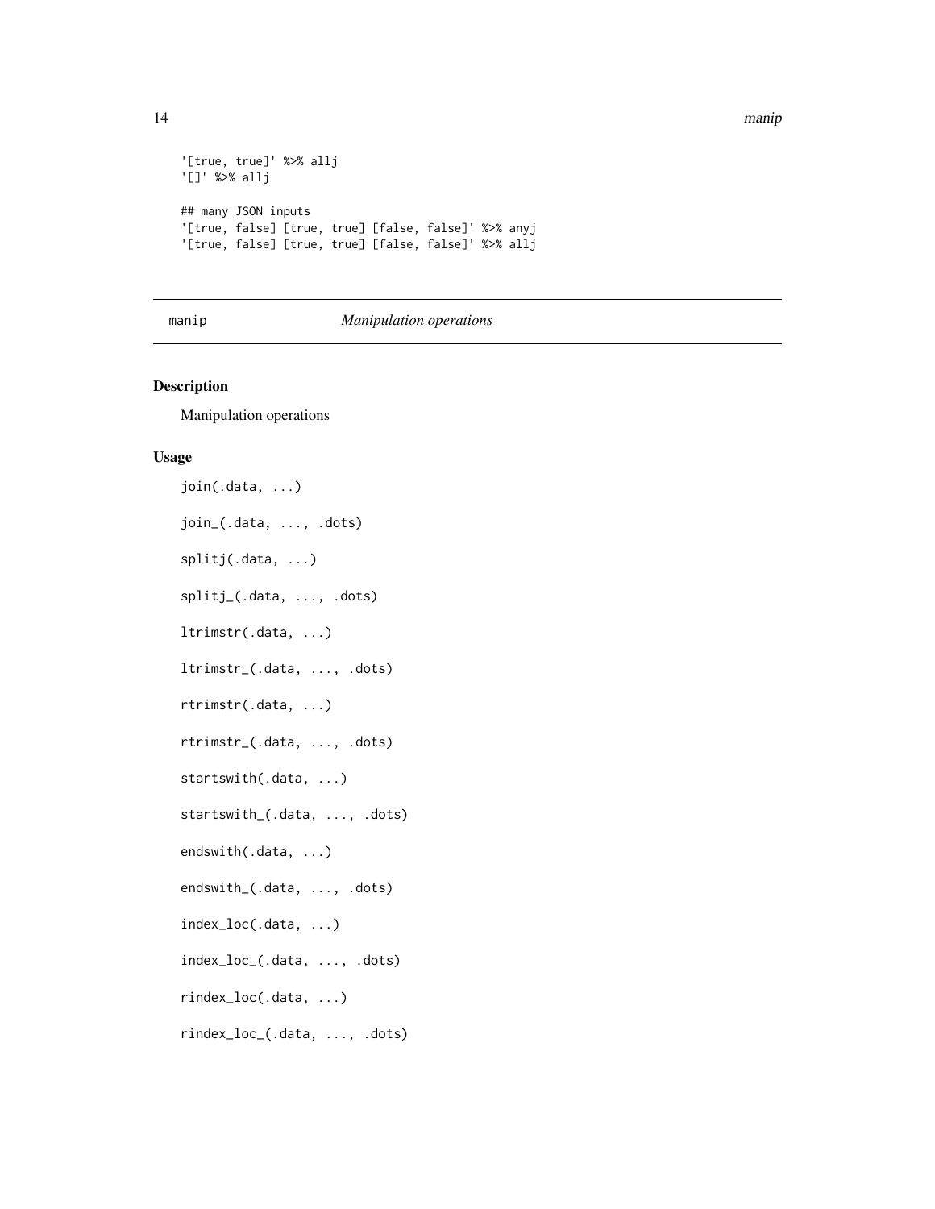```
'[true, true]' %>% allj
'[]' %>% allj

## many JSON inputs
'[true, false] [true, true] [false, false]' %>% anyj
'[true, false] [true, true] [false, false]' %>% allj
```

---

manip *Manipulation operations*

---

## Description

Manipulation operations

## Usage

```
join(.data, ...)

join_(.data, ..., .dots)

splitj(.data, ...)

splitj_(.data, ..., .dots)

ltrimstr(.data, ...)

ltrimstr_(.data, ..., .dots)

rtrimstr(.data, ...)

rtrimstr_(.data, ..., .dots)

startswith(.data, ...)

startswith_(.data, ..., .dots)

endswith(.data, ...)

endswith_(.data, ..., .dots)

index_loc(.data, ...)

index_loc_(.data, ..., .dots)

rindex_loc(.data, ...)

rindex_loc_(.data, ..., .dots)
```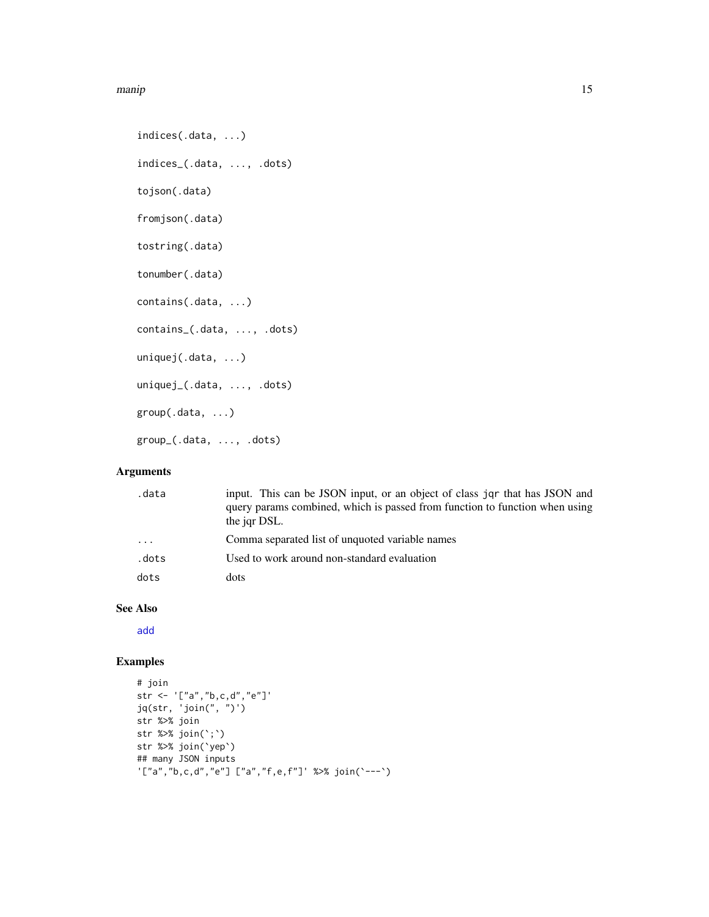```
indices(.data, ...)

indices_(.data, ..., .dots)

tojson(.data)

fromjson(.data)

tostring(.data)

tonumber(.data)

contains(.data, ...)

contains_(.data, ..., .dots)

uniquej(.data, ...)

uniquej_(.data, ..., .dots)

group(.data, ...)

group_(.data, ..., .dots)
```

## Arguments

| | |
|---|---|
| .data | input. This can be JSON input, or an object of class jqr that has JSON and query params combined, which is passed from function to function when using the jqr DSL. |
| ... | Comma separated list of unquoted variable names |
| .dots | Used to work around non-standard evaluation |
| dots | dots |

## See Also

add

## Examples

```
# join
str <- '["a","b,c,d","e"]'
jq(str, 'join(", ")')
str %>% join
str %>% join(`;`)
str %>% join(`yep`)
## many JSON inputs
'["a","b,c,d","e"] ["a","f,e,f"]' %>% join(`---`)
```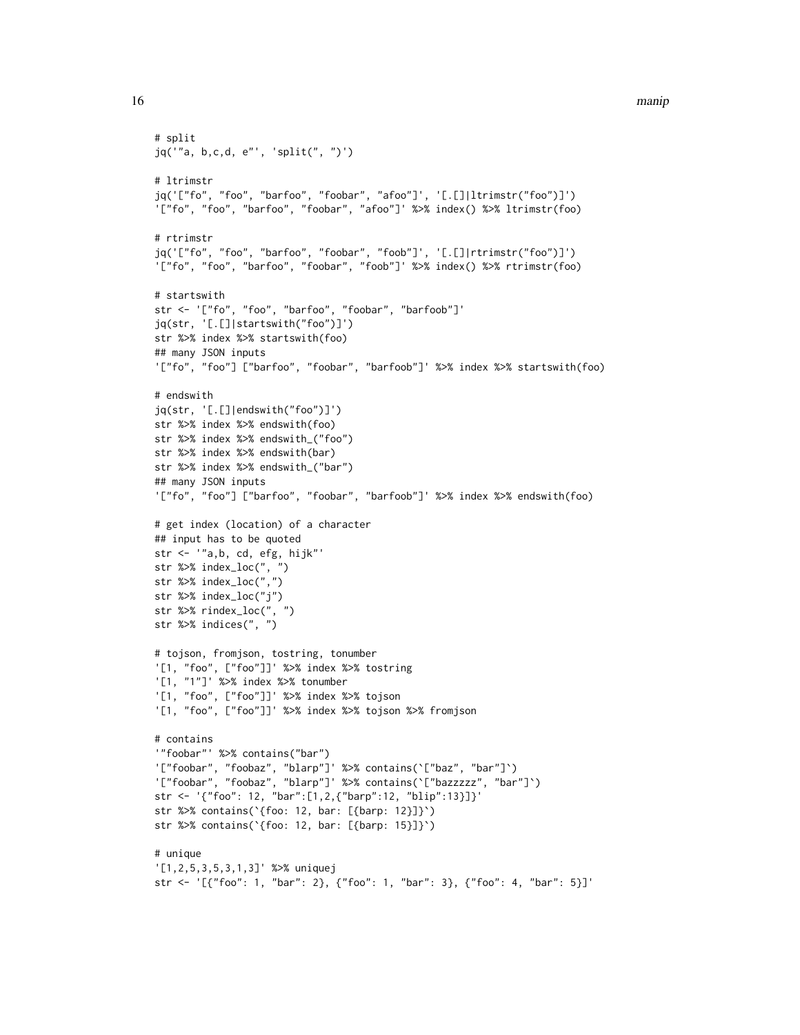```
# split
jq('"a, b,c,d, e"', 'split(", ")')

# ltrimstr
jq('["fo", "foo", "barfoo", "foobar", "afoo"]', '[.[]|ltrimstr("foo")]')
'["fo", "foo", "barfoo", "foobar", "afoo"]' %>% index() %>% ltrimstr(foo)

# rtrimstr
jq('["fo", "foo", "barfoo", "foobar", "foob"]', '[.[]|rtrimstr("foo")]')
'["fo", "foo", "barfoo", "foobar", "foob"]' %>% index() %>% rtrimstr(foo)

# startswith
str <- '["fo", "foo", "barfoo", "foobar", "barfoob"]'
jq(str, '[.[]|startswith("foo")]')
str %>% index %>% startswith(foo)
## many JSON inputs
'["fo", "foo"] ["barfoo", "foobar", "barfoob"]' %>% index %>% startswith(foo)

# endswith
jq(str, '[.[]|endswith("foo")]')
str %>% index %>% endswith(foo)
str %>% index %>% endswith_("foo")
str %>% index %>% endswith(bar)
str %>% index %>% endswith_("bar")
## many JSON inputs
'["fo", "foo"] ["barfoo", "foobar", "barfoob"]' %>% index %>% endswith(foo)

# get index (location) of a character
## input has to be quoted
str <- '"a,b, cd, efg, hijk"'
str %>% index_loc(", ")
str %>% index_loc(",")
str %>% index_loc("j")
str %>% rindex_loc(", ")
str %>% indices(", ")

# tojson, fromjson, tostring, tonumber
'[1, "foo", ["foo"]]' %>% index %>% tostring
'[1, "1"]' %>% index %>% tonumber
'[1, "foo", ["foo"]]' %>% index %>% tojson
'[1, "foo", ["foo"]]' %>% index %>% tojson %>% fromjson

# contains
'"foobar"' %>% contains("bar")
'["foobar", "foobaz", "blarp"]' %>% contains(`["baz", "bar"]`)
'["foobar", "foobaz", "blarp"]' %>% contains(`["bazzzzz", "bar"]`)
str <- '{"foo": 12, "bar":[1,2,{"barp":12, "blip":13}]}'
str %>% contains(`{foo: 12, bar: [{barp: 12}]}`)
str %>% contains(`{foo: 12, bar: [{barp: 15}]}`)

# unique
'[1,2,5,3,5,3,1,3]' %>% uniquej
str <- '[{"foo": 1, "bar": 2}, {"foo": 1, "bar": 3}, {"foo": 4, "bar": 5}]'
```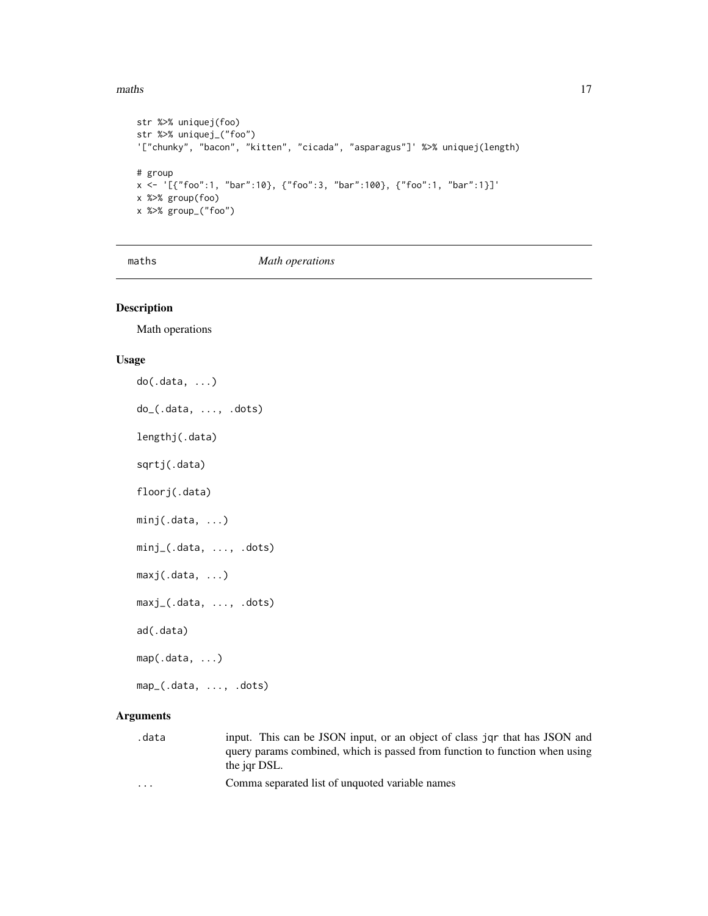```
str %>% uniquej(foo)
str %>% uniquej_("foo")
'["chunky", "bacon", "kitten", "cicada", "asparagus"]' %>% uniquej(length)

# group
x <- '[{"foo":1, "bar":10}, {"foo":3, "bar":100}, {"foo":1, "bar":1}]'
x %>% group(foo)
x %>% group_("foo")
```

## maths — *Math operations*

### Description

Math operations

### Usage

```
do(.data, ...)

do_(.data, ..., .dots)

lengthj(.data)

sqrtj(.data)

floorj(.data)

minj(.data, ...)

minj_(.data, ..., .dots)

maxj(.data, ...)

maxj_(.data, ..., .dots)

ad(.data)

map(.data, ...)

map_(.data, ..., .dots)
```

### Arguments

| | |
|---|---|
| .data | input. This can be JSON input, or an object of class jqr that has JSON and query params combined, which is passed from function to function when using the jqr DSL. |
| ... | Comma separated list of unquoted variable names |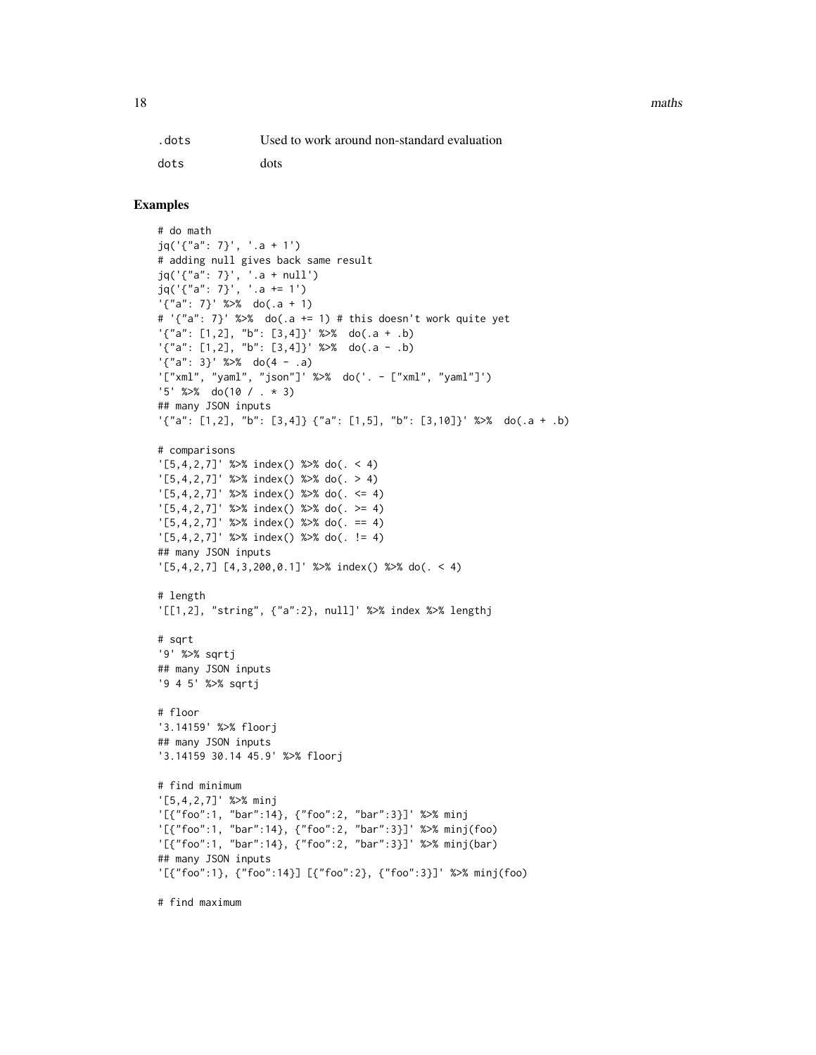| | |
|---|---|
| .dots | Used to work around non-standard evaluation |
| dots | dots |

## Examples

```
# do math
jq('{"a": 7}', '.a + 1')
# adding null gives back same result
jq('{"a": 7}', '.a + null')
jq('{"a": 7}', '.a += 1')
'{"a": 7}' %>%  do(.a + 1)
# '{"a": 7}' %>%  do(.a += 1) # this doesn't work quite yet
'{"a": [1,2], "b": [3,4]}' %>%  do(.a + .b)
'{"a": [1,2], "b": [3,4]}' %>%  do(.a - .b)
'{"a": 3}' %>%  do(4 - .a)
'["xml", "yaml", "json"]' %>%  do('. - ["xml", "yaml"]')
'5' %>%  do(10 / . * 3)
## many JSON inputs
'{"a": [1,2], "b": [3,4]} {"a": [1,5], "b": [3,10]}' %>%  do(.a + .b)

# comparisons
'[5,4,2,7]' %>% index() %>% do(. < 4)
'[5,4,2,7]' %>% index() %>% do(. > 4)
'[5,4,2,7]' %>% index() %>% do(. <= 4)
'[5,4,2,7]' %>% index() %>% do(. >= 4)
'[5,4,2,7]' %>% index() %>% do(. == 4)
'[5,4,2,7]' %>% index() %>% do(. != 4)
## many JSON inputs
'[5,4,2,7] [4,3,200,0.1]' %>% index() %>% do(. < 4)

# length
'[[1,2], "string", {"a":2}, null]' %>% index %>% lengthj

# sqrt
'9' %>% sqrtj
## many JSON inputs
'9 4 5' %>% sqrtj

# floor
'3.14159' %>% floorj
## many JSON inputs
'3.14159 30.14 45.9' %>% floorj

# find minimum
'[5,4,2,7]' %>% minj
'[{"foo":1, "bar":14}, {"foo":2, "bar":3}]' %>% minj
'[{"foo":1, "bar":14}, {"foo":2, "bar":3}]' %>% minj(foo)
'[{"foo":1, "bar":14}, {"foo":2, "bar":3}]' %>% minj(bar)
## many JSON inputs
'[{"foo":1}, {"foo":14}] [{"foo":2}, {"foo":3}]' %>% minj(foo)

# find maximum
```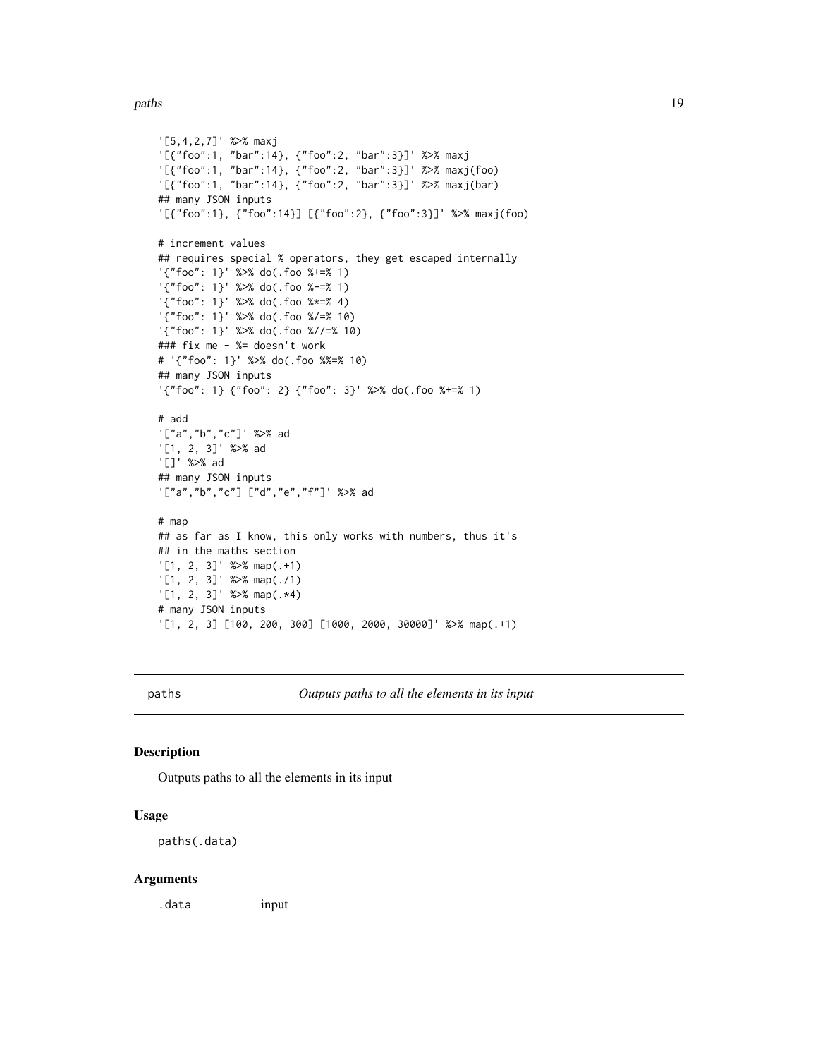```
'[5,4,2,7]' %>% maxj
'[{"foo":1, "bar":14}, {"foo":2, "bar":3}]' %>% maxj
'[{"foo":1, "bar":14}, {"foo":2, "bar":3}]' %>% maxj(foo)
'[{"foo":1, "bar":14}, {"foo":2, "bar":3}]' %>% maxj(bar)
## many JSON inputs
'[{"foo":1}, {"foo":14}] [{"foo":2}, {"foo":3}]' %>% maxj(foo)

# increment values
## requires special % operators, they get escaped internally
'{"foo": 1}' %>% do(.foo %+=% 1)
'{"foo": 1}' %>% do(.foo %-=% 1)
'{"foo": 1}' %>% do(.foo %*=% 4)
'{"foo": 1}' %>% do(.foo %/=% 10)
'{"foo": 1}' %>% do(.foo %//=% 10)
### fix me - %= doesn't work
# '{"foo": 1}' %>% do(.foo %%=% 10)
## many JSON inputs
'{"foo": 1} {"foo": 2} {"foo": 3}' %>% do(.foo %+=% 1)

# add
'["a","b","c"]' %>% ad
'[1, 2, 3]' %>% ad
'[]' %>% ad
## many JSON inputs
'["a","b","c"] ["d","e","f"]' %>% ad

# map
## as far as I know, this only works with numbers, thus it's
## in the maths section
'[1, 2, 3]' %>% map(.+1)
'[1, 2, 3]' %>% map(./1)
'[1, 2, 3]' %>% map(.*4)
# many JSON inputs
'[1, 2, 3] [100, 200, 300] [1000, 2000, 30000]' %>% map(.+1)
```

## paths — *Outputs paths to all the elements in its input*

### Description

Outputs paths to all the elements in its input

### Usage

```
paths(.data)
```

### Arguments

| | |
|---|---|
| `.data` | input |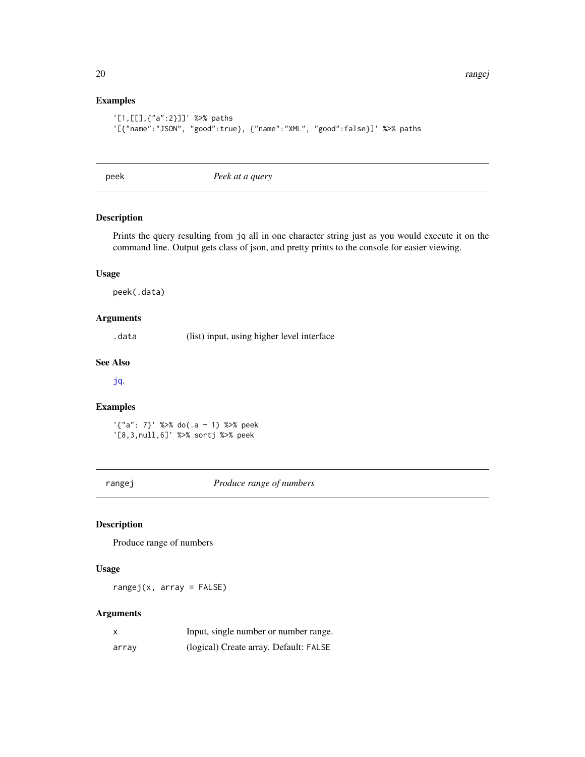## Examples

```
'[1,[[],{"a":2}]]' %>% paths
'[{"name":"JSON", "good":true}, {"name":"XML", "good":false}]' %>% paths
```

---

# peek — *Peek at a query*

## Description

Prints the query resulting from `jq` all in one character string just as you would execute it on the command line. Output gets class of json, and pretty prints to the console for easier viewing.

## Usage

```
peek(.data)
```

## Arguments

| | |
|---|---|
| `.data` | (list) input, using higher level interface |

## See Also

jq.

## Examples

```
'{"a": 7}' %>% do(.a + 1) %>% peek
'[8,3,null,6]' %>% sortj %>% peek
```

---

# rangej — *Produce range of numbers*

## Description

Produce range of numbers

## Usage

```
rangej(x, array = FALSE)
```

## Arguments

| | |
|---|---|
| `x` | Input, single number or number range. |
| `array` | (logical) Create array. Default: `FALSE` |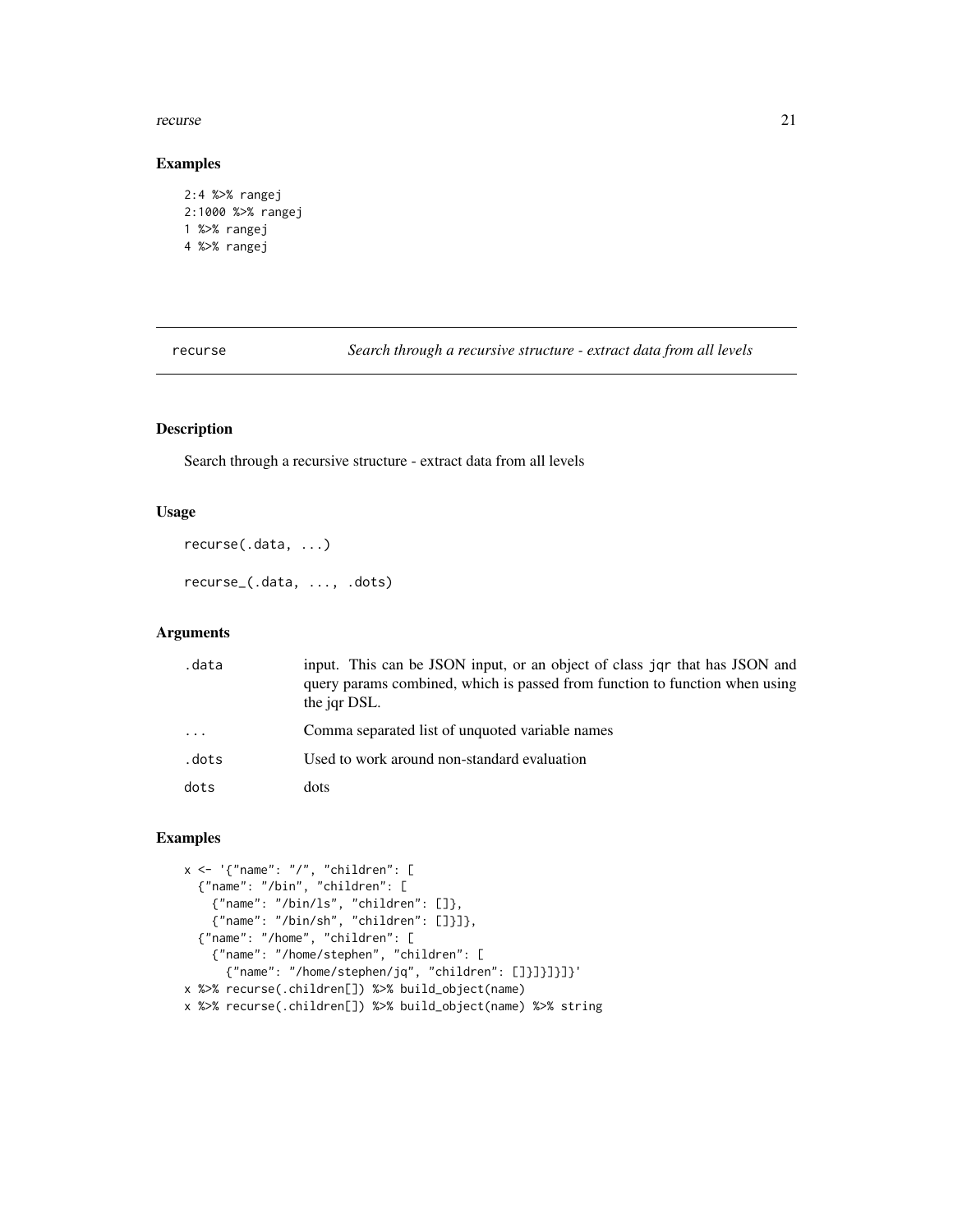## Examples

```
2:4 %>% rangej
2:1000 %>% rangej
1 %>% rangej
4 %>% rangej
```

---

`recurse` *Search through a recursive structure - extract data from all levels*

---

## Description

Search through a recursive structure - extract data from all levels

## Usage

```
recurse(.data, ...)

recurse_(.data, ..., .dots)
```

## Arguments

| | |
|---|---|
| `.data` | input. This can be JSON input, or an object of class `jqr` that has JSON and query params combined, which is passed from function to function when using the jqr DSL. |
| `...` | Comma separated list of unquoted variable names |
| `.dots` | Used to work around non-standard evaluation |
| `dots` | dots |

## Examples

```
x <- '{"name": "/", "children": [
  {"name": "/bin", "children": [
    {"name": "/bin/ls", "children": []},
    {"name": "/bin/sh", "children": []}]},
  {"name": "/home", "children": [
    {"name": "/home/stephen", "children": [
      {"name": "/home/stephen/jq", "children": []}]}]}]}'
x %>% recurse(.children[]) %>% build_object(name)
x %>% recurse(.children[]) %>% build_object(name) %>% string
```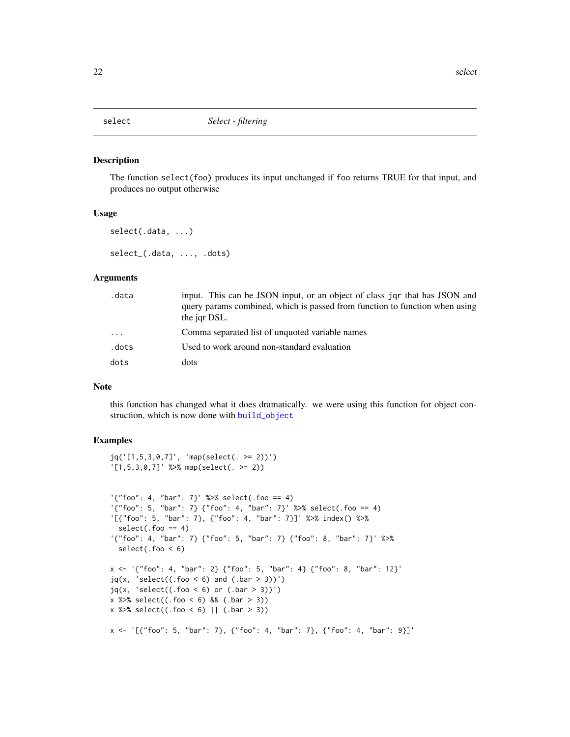## select — *Select - filtering*

### Description

The function `select(foo)` produces its input unchanged if `foo` returns TRUE for that input, and produces no output otherwise

### Usage

```
select(.data, ...)

select_(.data, ..., .dots)
```

### Arguments

| | |
|---|---|
| `.data` | input. This can be JSON input, or an object of class `jqr` that has JSON and query params combined, which is passed from function to function when using the jqr DSL. |
| `...` | Comma separated list of unquoted variable names |
| `.dots` | Used to work around non-standard evaluation |
| `dots` | dots |

### Note

this function has changed what it does dramatically. we were using this function for object construction, which is now done with `build_object`

### Examples

```
jq('[1,5,3,0,7]', 'map(select(. >= 2))')
'[1,5,3,0,7]' %>% map(select(. >= 2))


'{"foo": 4, "bar": 7}' %>% select(.foo == 4)
'{"foo": 5, "bar": 7} {"foo": 4, "bar": 7}' %>% select(.foo == 4)
'[{"foo": 5, "bar": 7}, {"foo": 4, "bar": 7}]' %>% index() %>%
  select(.foo == 4)
'{"foo": 4, "bar": 7} {"foo": 5, "bar": 7} {"foo": 8, "bar": 7}' %>%
  select(.foo < 6)

x <- '{"foo": 4, "bar": 2} {"foo": 5, "bar": 4} {"foo": 8, "bar": 12}'
jq(x, 'select((.foo < 6) and (.bar > 3))')
jq(x, 'select((.foo < 6) or (.bar > 3))')
x %>% select((.foo < 6) && (.bar > 3))
x %>% select((.foo < 6) || (.bar > 3))

x <- '[{"foo": 5, "bar": 7}, {"foo": 4, "bar": 7}, {"foo": 4, "bar": 9}]'
```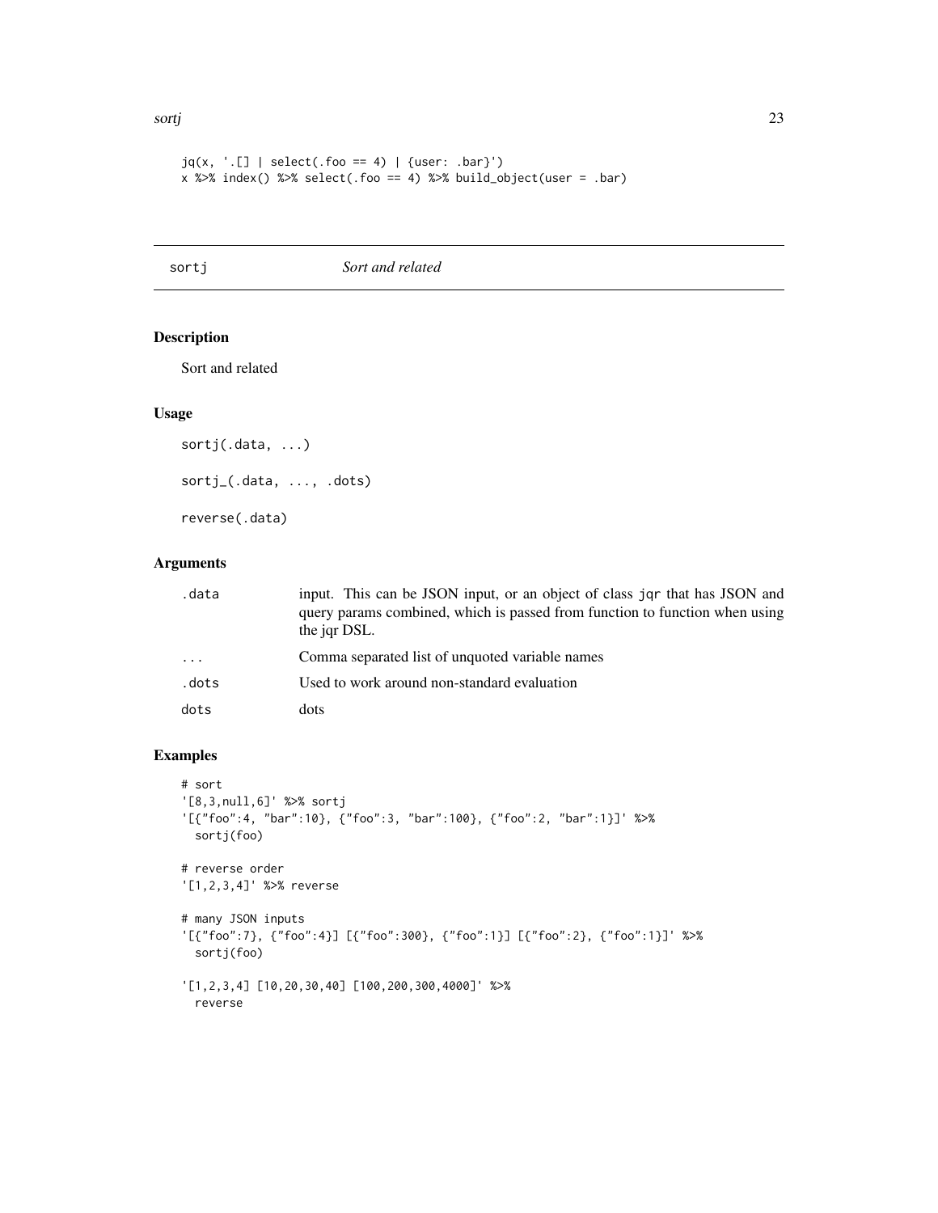```
jq(x, '.[] | select(.foo == 4) | {user: .bar}')
x %>% index() %>% select(.foo == 4) %>% build_object(user = .bar)
```

---

## sortj *Sort and related*

### Description

Sort and related

### Usage

```
sortj(.data, ...)

sortj_(.data, ..., .dots)

reverse(.data)
```

### Arguments

| | |
|---|---|
| .data | input. This can be JSON input, or an object of class jqr that has JSON and query params combined, which is passed from function to function when using the jqr DSL. |
| ... | Comma separated list of unquoted variable names |
| .dots | Used to work around non-standard evaluation |
| dots | dots |

### Examples

```
# sort
'[8,3,null,6]' %>% sortj
'[{"foo":4, "bar":10}, {"foo":3, "bar":100}, {"foo":2, "bar":1}]' %>%
  sortj(foo)

# reverse order
'[1,2,3,4]' %>% reverse

# many JSON inputs
'[{"foo":7}, {"foo":4}] [{"foo":300}, {"foo":1}] [{"foo":2}, {"foo":1}]' %>%
  sortj(foo)

'[1,2,3,4] [10,20,30,40] [100,200,300,4000]' %>%
  reverse
```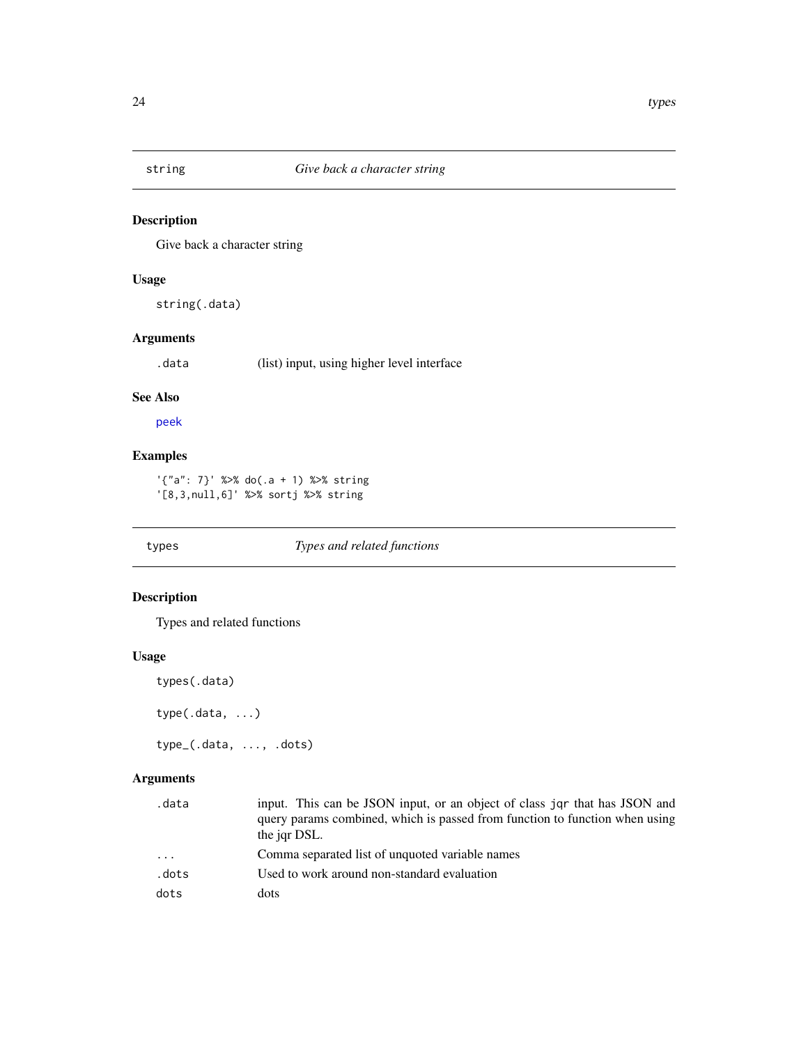## string — *Give back a character string*

### Description

Give back a character string

### Usage

```
string(.data)
```

### Arguments

| | |
|---|---|
| .data | (list) input, using higher level interface |

### See Also

peek

### Examples

```
'{"a": 7}' %>% do(.a + 1) %>% string
'[8,3,null,6]' %>% sortj %>% string
```

## types — *Types and related functions*

### Description

Types and related functions

### Usage

```
types(.data)

type(.data, ...)

type_(.data, ..., .dots)
```

### Arguments

| | |
|---|---|
| .data | input. This can be JSON input, or an object of class jqr that has JSON and query params combined, which is passed from function to function when using the jqr DSL. |
| ... | Comma separated list of unquoted variable names |
| .dots | Used to work around non-standard evaluation |
| dots | dots |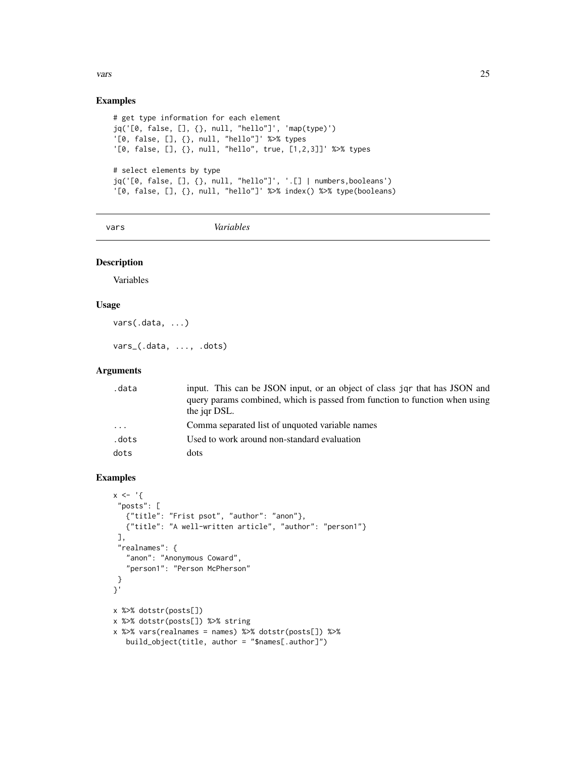## Examples

```
# get type information for each element
jq('[0, false, [], {}, null, "hello"]', 'map(type)')
'[0, false, [], {}, null, "hello"]' %>% types
'[0, false, [], {}, null, "hello", true, [1,2,3]]' %>% types

# select elements by type
jq('[0, false, [], {}, null, "hello"]', '.[] | numbers,booleans')
'[0, false, [], {}, null, "hello"]' %>% index() %>% type(booleans)
```

---

vars *Variables*

---

## Description

Variables

## Usage

```
vars(.data, ...)

vars_(.data, ..., .dots)
```

## Arguments

| | |
|---|---|
| .data | input. This can be JSON input, or an object of class jqr that has JSON and query params combined, which is passed from function to function when using the jqr DSL. |
| ... | Comma separated list of unquoted variable names |
| .dots | Used to work around non-standard evaluation |
| dots | dots |

## Examples

```
x <- '{
 "posts": [
   {"title": "Frist psot", "author": "anon"},
   {"title": "A well-written article", "author": "person1"}
 ],
 "realnames": {
   "anon": "Anonymous Coward",
   "person1": "Person McPherson"
 }
}'

x %>% dotstr(posts[])
x %>% dotstr(posts[]) %>% string
x %>% vars(realnames = names) %>% dotstr(posts[]) %>%
   build_object(title, author = "$names[.author]")
```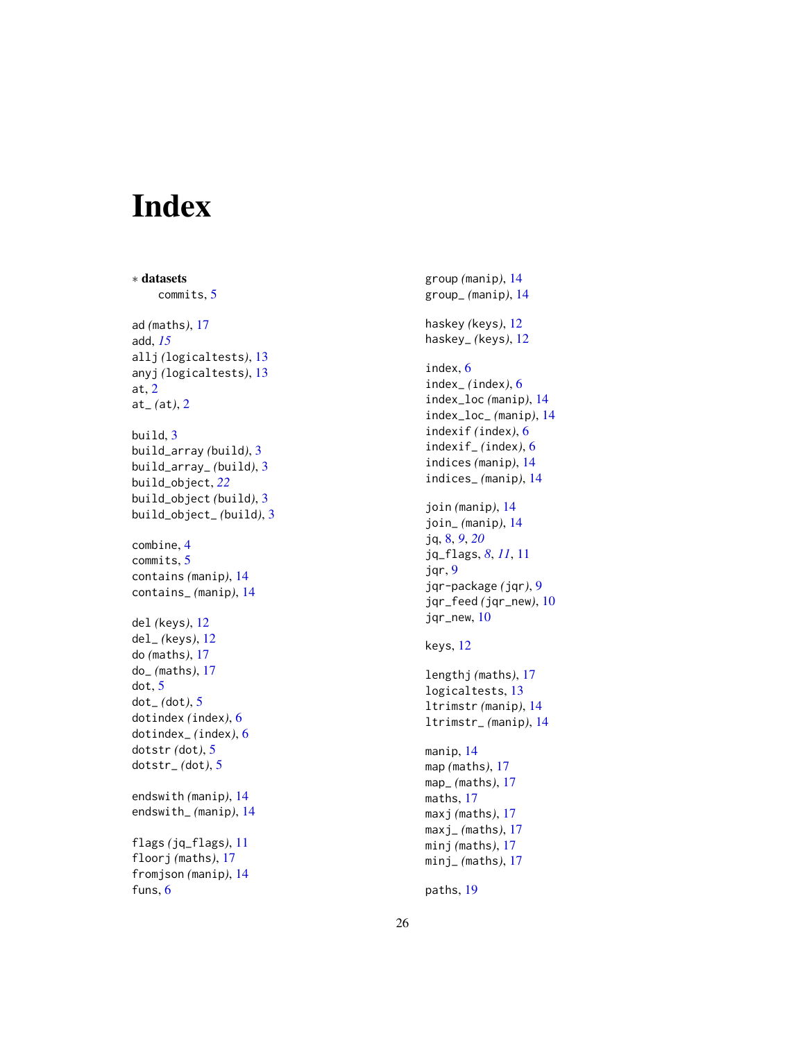# Index

∗ **datasets**
    commits, 5

ad *(maths)*, 17
add, *15*
allj *(logicaltests)*, 13
anyj *(logicaltests)*, 13
at, 2
at_ *(at)*, 2

build, 3
build_array *(build)*, 3
build_array_ *(build)*, 3
build_object, *22*
build_object *(build)*, 3
build_object_ *(build)*, 3

combine, 4
commits, 5
contains *(manip)*, 14
contains_ *(manip)*, 14

del *(keys)*, 12
del_ *(keys)*, 12
do *(maths)*, 17
do_ *(maths)*, 17
dot, 5
dot_ *(dot)*, 5
dotindex *(index)*, 6
dotindex_ *(index)*, 6
dotstr *(dot)*, 5
dotstr_ *(dot)*, 5

endswith *(manip)*, 14
endswith_ *(manip)*, 14

flags *(jq_flags)*, 11
floorj *(maths)*, 17
fromjson *(manip)*, 14
funs, 6

group *(manip)*, 14
group_ *(manip)*, 14

haskey *(keys)*, 12
haskey_ *(keys)*, 12

index, 6
index_ *(index)*, 6
index_loc *(manip)*, 14
index_loc_ *(manip)*, 14
indexif *(index)*, 6
indexif_ *(index)*, 6
indices *(manip)*, 14
indices_ *(manip)*, 14

join *(manip)*, 14
join_ *(manip)*, 14
jq, *8*, *9*, *20*
jq_flags, *8*, *11*, 11
jqr, 9
jqr-package *(jqr)*, 9
jqr_feed *(jqr_new)*, 10
jqr_new, 10

keys, 12

lengthj *(maths)*, 17
logicaltests, 13
ltrimstr *(manip)*, 14
ltrimstr_ *(manip)*, 14

manip, 14
map *(maths)*, 17
map_ *(maths)*, 17
maths, 17
maxj *(maths)*, 17
maxj_ *(maths)*, 17
minj *(maths)*, 17
minj_ *(maths)*, 17

paths, 19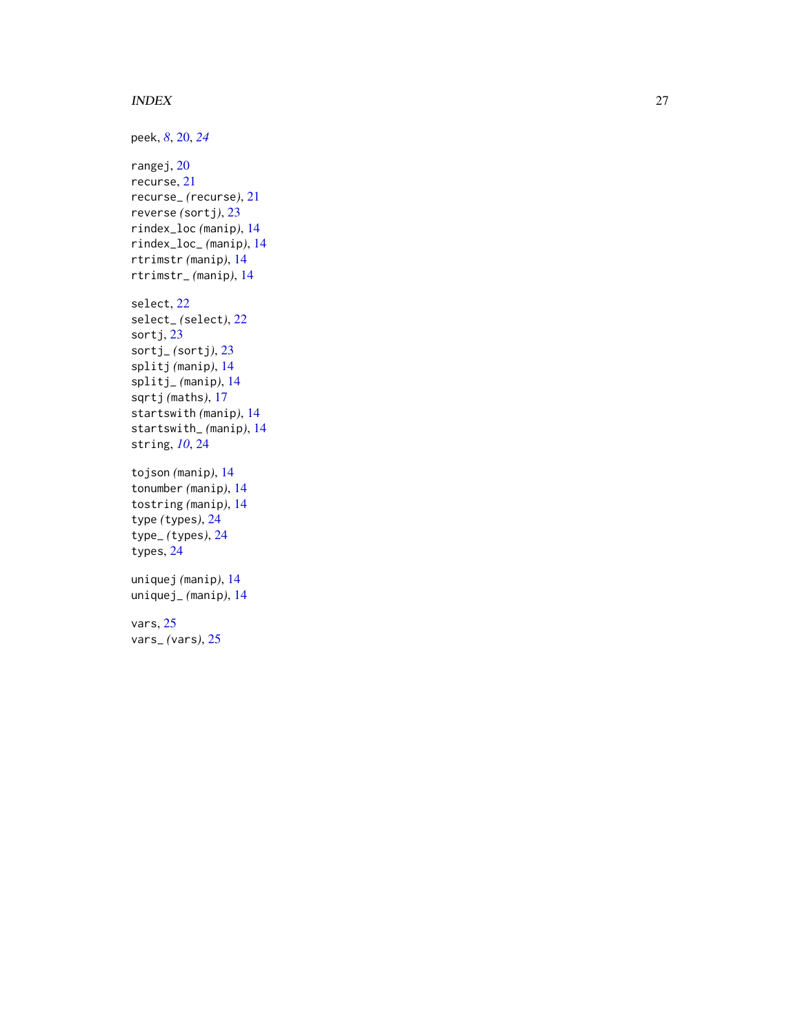peek, *8*, 20, *24*

rangej, 20
recurse, 21
recurse_ *(*recurse*)*, 21
reverse *(*sortj*)*, 23
rindex_loc *(*manip*)*, 14
rindex_loc_ *(*manip*)*, 14
rtrimstr *(*manip*)*, 14
rtrimstr_ *(*manip*)*, 14

select, 22
select_ *(*select*)*, 22
sortj, 23
sortj_ *(*sortj*)*, 23
splitj *(*manip*)*, 14
splitj_ *(*manip*)*, 14
sqrtj *(*maths*)*, 17
startswith *(*manip*)*, 14
startswith_ *(*manip*)*, 14
string, *10*, 24

tojson *(*manip*)*, 14
tonumber *(*manip*)*, 14
tostring *(*manip*)*, 14
type *(*types*)*, 24
type_ *(*types*)*, 24
types, 24

uniquej *(*manip*)*, 14
uniquej_ *(*manip*)*, 14

vars, 25
vars_ *(*vars*)*, 25